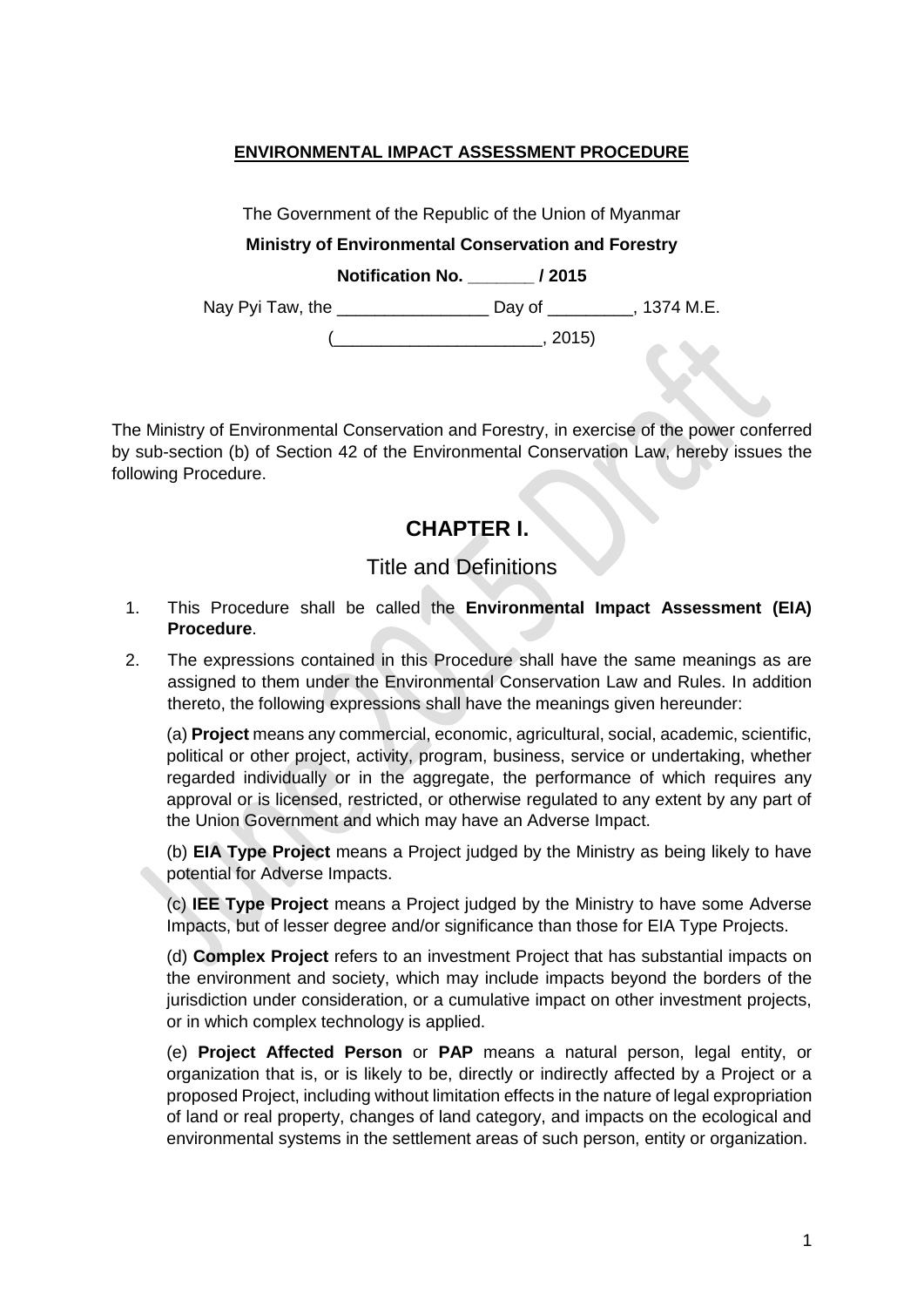**ENVIRONMENTAL IMPACT ASSESSMENT PROCEDURE**

The Government of the Republic of the Union of Myanmar

**Ministry of Environmental Conservation and Forestry**

**Notification No. _______ / 2015**

Nay Pyi Taw, the ________________ Day of _________, 1374 M.E.

(______________________, 2015)

The Ministry of Environmental Conservation and Forestry, in exercise of the power conferred by sub-section (b) of Section 42 of the Environmental Conservation Law, hereby issues the following Procedure.

# CHAPTER I.

## Title and Definitions

1. This Procedure shall be called the **Environmental Impact Assessment (EIA) Procedure**.
2. The expressions contained in this Procedure shall have the same meanings as are assigned to them under the Environmental Conservation Law and Rules. In addition thereto, the following expressions shall have the meanings given hereunder:

   (a) **Project** means any commercial, economic, agricultural, social, academic, scientific, political or other project, activity, program, business, service or undertaking, whether regarded individually or in the aggregate, the performance of which requires any approval or is licensed, restricted, or otherwise regulated to any extent by any part of the Union Government and which may have an Adverse Impact.

   (b) **EIA Type Project** means a Project judged by the Ministry as being likely to have potential for Adverse Impacts.

   (c) **IEE Type Project** means a Project judged by the Ministry to have some Adverse Impacts, but of lesser degree and/or significance than those for EIA Type Projects.

   (d) **Complex Project** refers to an investment Project that has substantial impacts on the environment and society, which may include impacts beyond the borders of the jurisdiction under consideration, or a cumulative impact on other investment projects, or in which complex technology is applied.

   (e) **Project Affected Person** or **PAP** means a natural person, legal entity, or organization that is, or is likely to be, directly or indirectly affected by a Project or a proposed Project, including without limitation effects in the nature of legal expropriation of land or real property, changes of land category, and impacts on the ecological and environmental systems in the settlement areas of such person, entity or organization.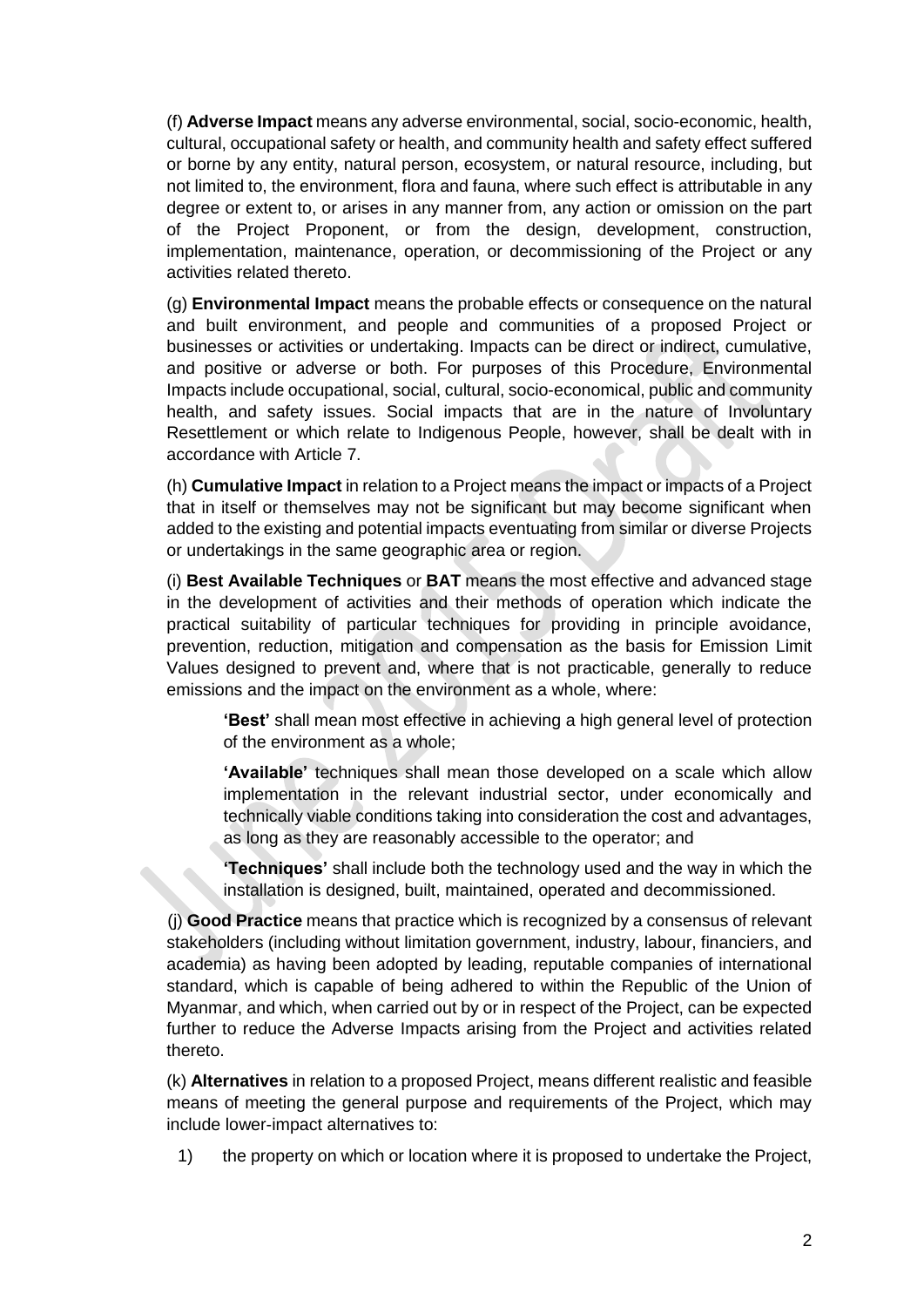(f) **Adverse Impact** means any adverse environmental, social, socio-economic, health, cultural, occupational safety or health, and community health and safety effect suffered or borne by any entity, natural person, ecosystem, or natural resource, including, but not limited to, the environment, flora and fauna, where such effect is attributable in any degree or extent to, or arises in any manner from, any action or omission on the part of the Project Proponent, or from the design, development, construction, implementation, maintenance, operation, or decommissioning of the Project or any activities related thereto.

(g) **Environmental Impact** means the probable effects or consequence on the natural and built environment, and people and communities of a proposed Project or businesses or activities or undertaking. Impacts can be direct or indirect, cumulative, and positive or adverse or both. For purposes of this Procedure, Environmental Impacts include occupational, social, cultural, socio-economical, public and community health, and safety issues. Social impacts that are in the nature of Involuntary Resettlement or which relate to Indigenous People, however, shall be dealt with in accordance with Article 7.

(h) **Cumulative Impact** in relation to a Project means the impact or impacts of a Project that in itself or themselves may not be significant but may become significant when added to the existing and potential impacts eventuating from similar or diverse Projects or undertakings in the same geographic area or region.

(i) **Best Available Techniques** or **BAT** means the most effective and advanced stage in the development of activities and their methods of operation which indicate the practical suitability of particular techniques for providing in principle avoidance, prevention, reduction, mitigation and compensation as the basis for Emission Limit Values designed to prevent and, where that is not practicable, generally to reduce emissions and the impact on the environment as a whole, where:

> **'Best'** shall mean most effective in achieving a high general level of protection of the environment as a whole;
>
> **'Available'** techniques shall mean those developed on a scale which allow implementation in the relevant industrial sector, under economically and technically viable conditions taking into consideration the cost and advantages, as long as they are reasonably accessible to the operator; and
>
> **'Techniques'** shall include both the technology used and the way in which the installation is designed, built, maintained, operated and decommissioned.

(j) **Good Practice** means that practice which is recognized by a consensus of relevant stakeholders (including without limitation government, industry, labour, financiers, and academia) as having been adopted by leading, reputable companies of international standard, which is capable of being adhered to within the Republic of the Union of Myanmar, and which, when carried out by or in respect of the Project, can be expected further to reduce the Adverse Impacts arising from the Project and activities related thereto.

(k) **Alternatives** in relation to a proposed Project, means different realistic and feasible means of meeting the general purpose and requirements of the Project, which may include lower-impact alternatives to:

1) the property on which or location where it is proposed to undertake the Project,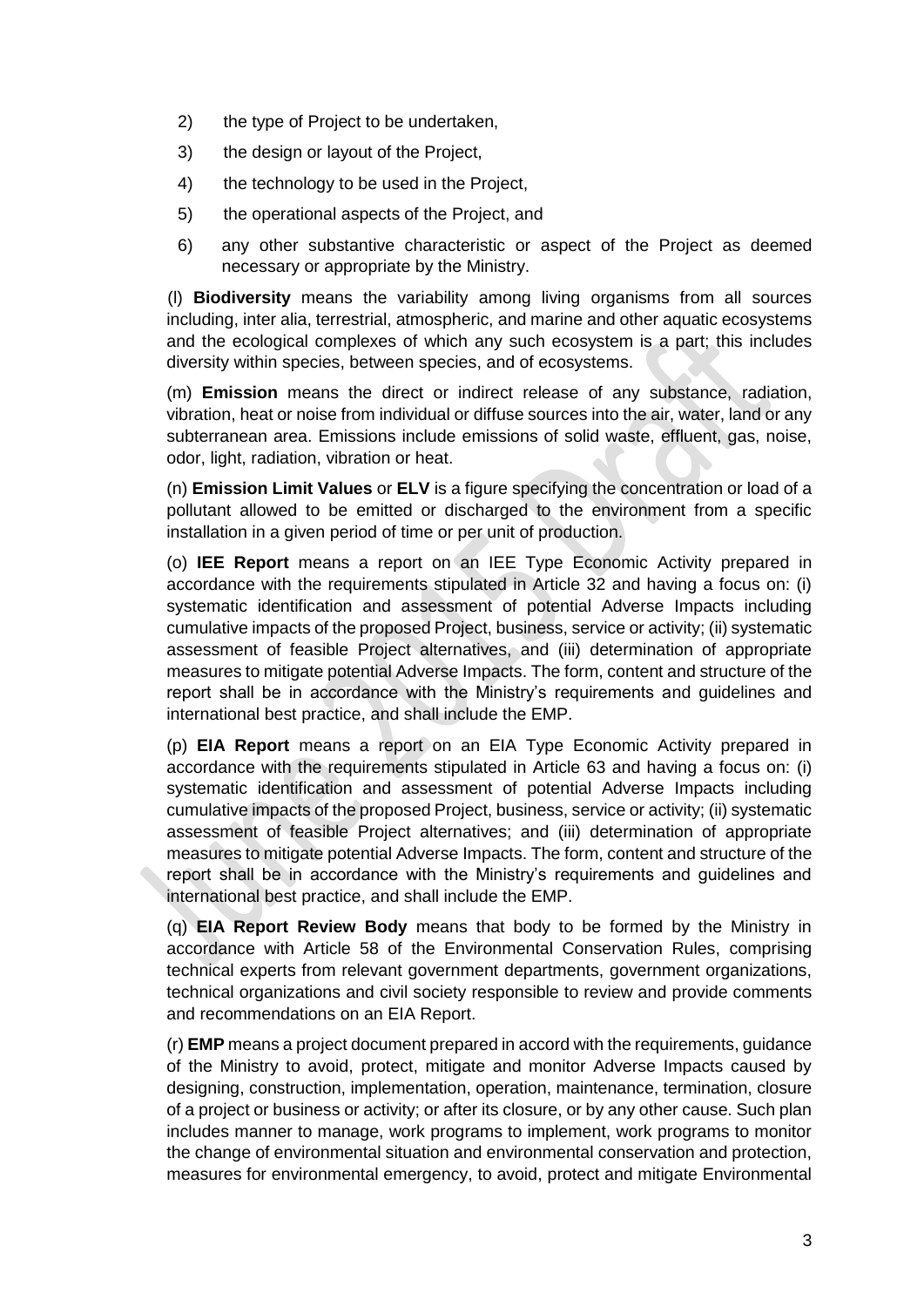2) the type of Project to be undertaken,

3) the design or layout of the Project,

4) the technology to be used in the Project,

5) the operational aspects of the Project, and

6) any other substantive characteristic or aspect of the Project as deemed necessary or appropriate by the Ministry.

(l) **Biodiversity** means the variability among living organisms from all sources including, inter alia, terrestrial, atmospheric, and marine and other aquatic ecosystems and the ecological complexes of which any such ecosystem is a part; this includes diversity within species, between species, and of ecosystems.

(m) **Emission** means the direct or indirect release of any substance, radiation, vibration, heat or noise from individual or diffuse sources into the air, water, land or any subterranean area. Emissions include emissions of solid waste, effluent, gas, noise, odor, light, radiation, vibration or heat.

(n) **Emission Limit Values** or **ELV** is a figure specifying the concentration or load of a pollutant allowed to be emitted or discharged to the environment from a specific installation in a given period of time or per unit of production.

(o) **IEE Report** means a report on an IEE Type Economic Activity prepared in accordance with the requirements stipulated in Article 32 and having a focus on: (i) systematic identification and assessment of potential Adverse Impacts including cumulative impacts of the proposed Project, business, service or activity; (ii) systematic assessment of feasible Project alternatives, and (iii) determination of appropriate measures to mitigate potential Adverse Impacts. The form, content and structure of the report shall be in accordance with the Ministry's requirements and guidelines and international best practice, and shall include the EMP.

(p) **EIA Report** means a report on an EIA Type Economic Activity prepared in accordance with the requirements stipulated in Article 63 and having a focus on: (i) systematic identification and assessment of potential Adverse Impacts including cumulative impacts of the proposed Project, business, service or activity; (ii) systematic assessment of feasible Project alternatives; and (iii) determination of appropriate measures to mitigate potential Adverse Impacts. The form, content and structure of the report shall be in accordance with the Ministry's requirements and guidelines and international best practice, and shall include the EMP.

(q) **EIA Report Review Body** means that body to be formed by the Ministry in accordance with Article 58 of the Environmental Conservation Rules, comprising technical experts from relevant government departments, government organizations, technical organizations and civil society responsible to review and provide comments and recommendations on an EIA Report.

(r) **EMP** means a project document prepared in accord with the requirements, guidance of the Ministry to avoid, protect, mitigate and monitor Adverse Impacts caused by designing, construction, implementation, operation, maintenance, termination, closure of a project or business or activity; or after its closure, or by any other cause. Such plan includes manner to manage, work programs to implement, work programs to monitor the change of environmental situation and environmental conservation and protection, measures for environmental emergency, to avoid, protect and mitigate Environmental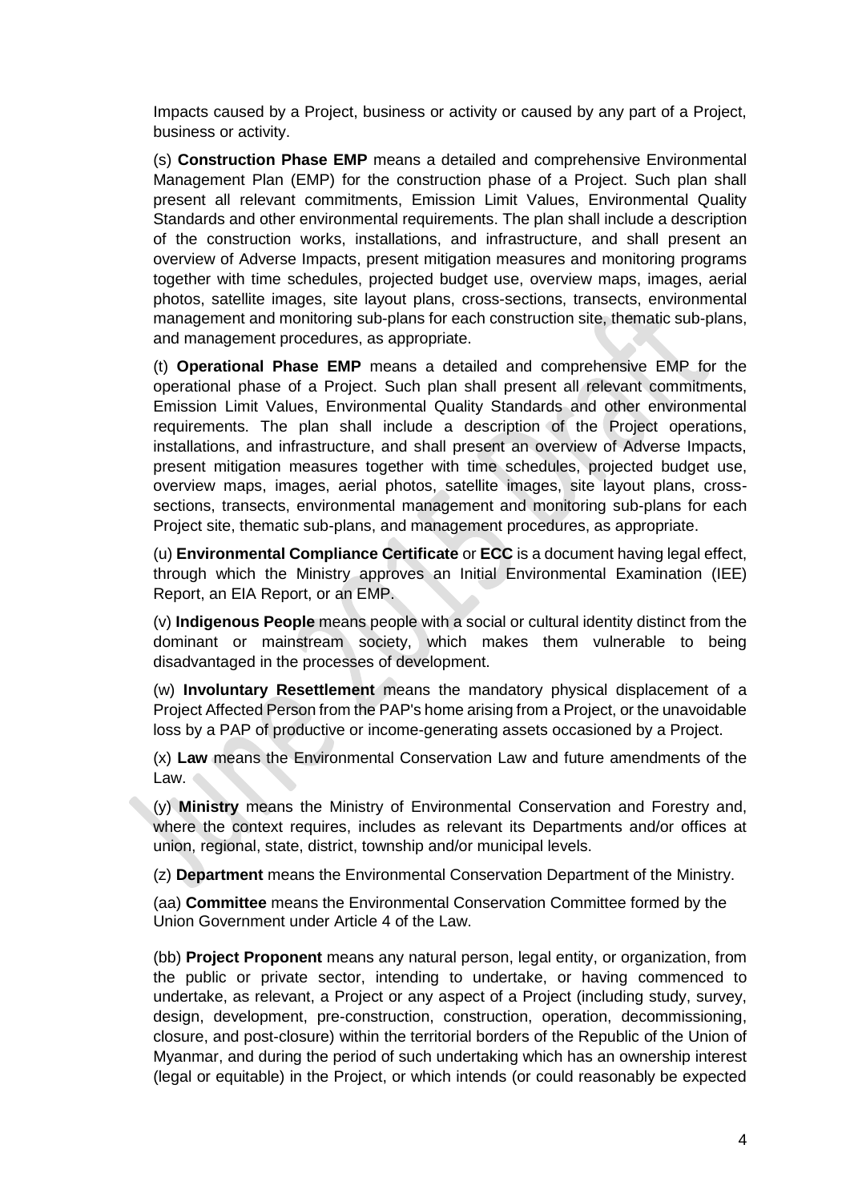Impacts caused by a Project, business or activity or caused by any part of a Project, business or activity.

(s) **Construction Phase EMP** means a detailed and comprehensive Environmental Management Plan (EMP) for the construction phase of a Project. Such plan shall present all relevant commitments, Emission Limit Values, Environmental Quality Standards and other environmental requirements. The plan shall include a description of the construction works, installations, and infrastructure, and shall present an overview of Adverse Impacts, present mitigation measures and monitoring programs together with time schedules, projected budget use, overview maps, images, aerial photos, satellite images, site layout plans, cross-sections, transects, environmental management and monitoring sub-plans for each construction site, thematic sub-plans, and management procedures, as appropriate.

(t) **Operational Phase EMP** means a detailed and comprehensive EMP for the operational phase of a Project. Such plan shall present all relevant commitments, Emission Limit Values, Environmental Quality Standards and other environmental requirements. The plan shall include a description of the Project operations, installations, and infrastructure, and shall present an overview of Adverse Impacts, present mitigation measures together with time schedules, projected budget use, overview maps, images, aerial photos, satellite images, site layout plans, cross-sections, transects, environmental management and monitoring sub-plans for each Project site, thematic sub-plans, and management procedures, as appropriate.

(u) **Environmental Compliance Certificate** or **ECC** is a document having legal effect, through which the Ministry approves an Initial Environmental Examination (IEE) Report, an EIA Report, or an EMP.

(v) **Indigenous People** means people with a social or cultural identity distinct from the dominant or mainstream society, which makes them vulnerable to being disadvantaged in the processes of development.

(w) **Involuntary Resettlement** means the mandatory physical displacement of a Project Affected Person from the PAP's home arising from a Project, or the unavoidable loss by a PAP of productive or income-generating assets occasioned by a Project.

(x) **Law** means the Environmental Conservation Law and future amendments of the Law.

(y) **Ministry** means the Ministry of Environmental Conservation and Forestry and, where the context requires, includes as relevant its Departments and/or offices at union, regional, state, district, township and/or municipal levels.

(z) **Department** means the Environmental Conservation Department of the Ministry.

(aa) **Committee** means the Environmental Conservation Committee formed by the Union Government under Article 4 of the Law.

(bb) **Project Proponent** means any natural person, legal entity, or organization, from the public or private sector, intending to undertake, or having commenced to undertake, as relevant, a Project or any aspect of a Project (including study, survey, design, development, pre-construction, construction, operation, decommissioning, closure, and post-closure) within the territorial borders of the Republic of the Union of Myanmar, and during the period of such undertaking which has an ownership interest (legal or equitable) in the Project, or which intends (or could reasonably be expected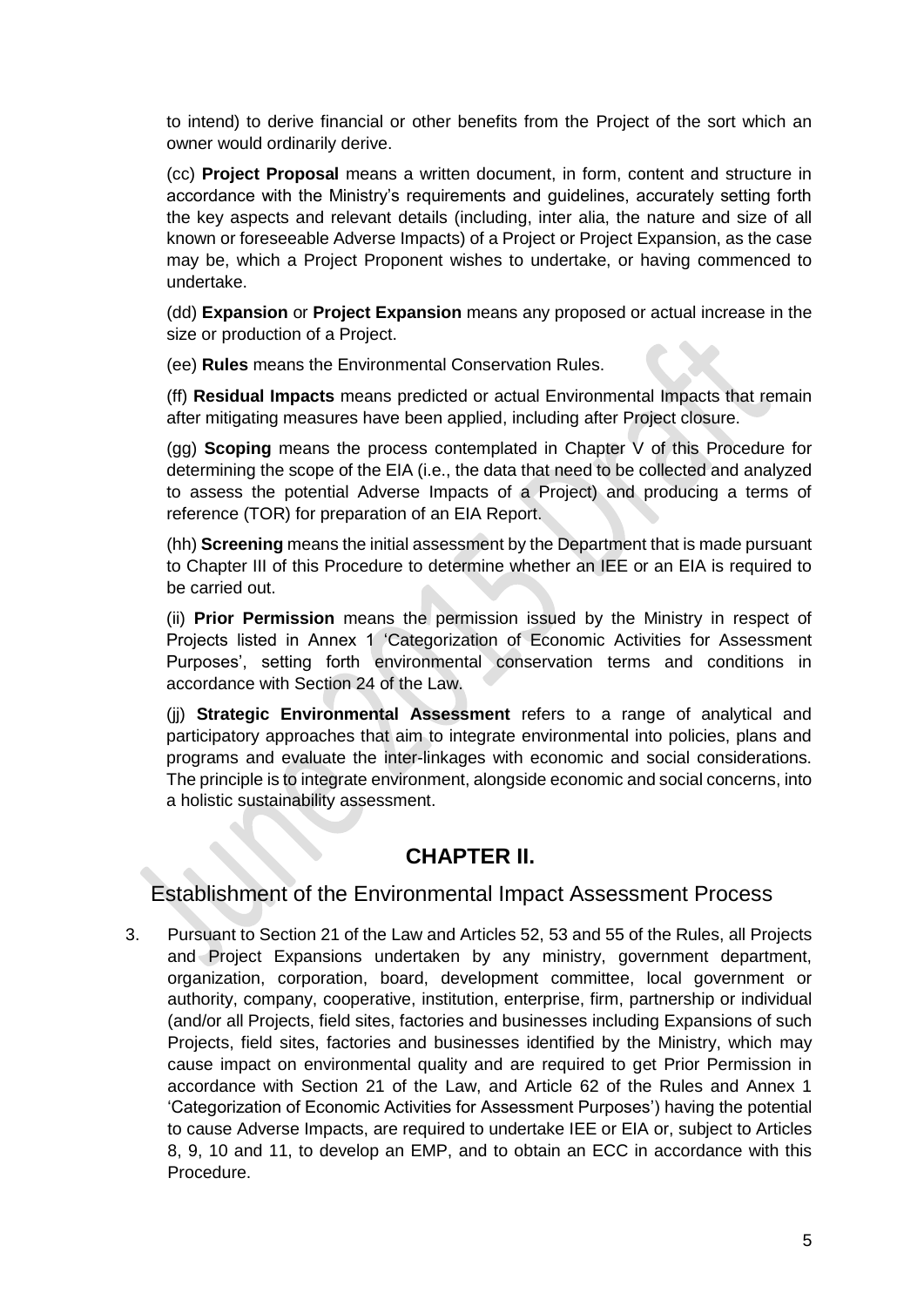to intend) to derive financial or other benefits from the Project of the sort which an owner would ordinarily derive.

(cc) **Project Proposal** means a written document, in form, content and structure in accordance with the Ministry's requirements and guidelines, accurately setting forth the key aspects and relevant details (including, inter alia, the nature and size of all known or foreseeable Adverse Impacts) of a Project or Project Expansion, as the case may be, which a Project Proponent wishes to undertake, or having commenced to undertake.

(dd) **Expansion** or **Project Expansion** means any proposed or actual increase in the size or production of a Project.

(ee) **Rules** means the Environmental Conservation Rules.

(ff) **Residual Impacts** means predicted or actual Environmental Impacts that remain after mitigating measures have been applied, including after Project closure.

(gg) **Scoping** means the process contemplated in Chapter V of this Procedure for determining the scope of the EIA (i.e., the data that need to be collected and analyzed to assess the potential Adverse Impacts of a Project) and producing a terms of reference (TOR) for preparation of an EIA Report.

(hh) **Screening** means the initial assessment by the Department that is made pursuant to Chapter III of this Procedure to determine whether an IEE or an EIA is required to be carried out.

(ii) **Prior Permission** means the permission issued by the Ministry in respect of Projects listed in Annex 1 'Categorization of Economic Activities for Assessment Purposes', setting forth environmental conservation terms and conditions in accordance with Section 24 of the Law.

(jj) **Strategic Environmental Assessment** refers to a range of analytical and participatory approaches that aim to integrate environmental into policies, plans and programs and evaluate the inter-linkages with economic and social considerations. The principle is to integrate environment, alongside economic and social concerns, into a holistic sustainability assessment.

## CHAPTER II.

### Establishment of the Environmental Impact Assessment Process

3. Pursuant to Section 21 of the Law and Articles 52, 53 and 55 of the Rules, all Projects and Project Expansions undertaken by any ministry, government department, organization, corporation, board, development committee, local government or authority, company, cooperative, institution, enterprise, firm, partnership or individual (and/or all Projects, field sites, factories and businesses including Expansions of such Projects, field sites, factories and businesses identified by the Ministry, which may cause impact on environmental quality and are required to get Prior Permission in accordance with Section 21 of the Law, and Article 62 of the Rules and Annex 1 'Categorization of Economic Activities for Assessment Purposes') having the potential to cause Adverse Impacts, are required to undertake IEE or EIA or, subject to Articles 8, 9, 10 and 11, to develop an EMP, and to obtain an ECC in accordance with this Procedure.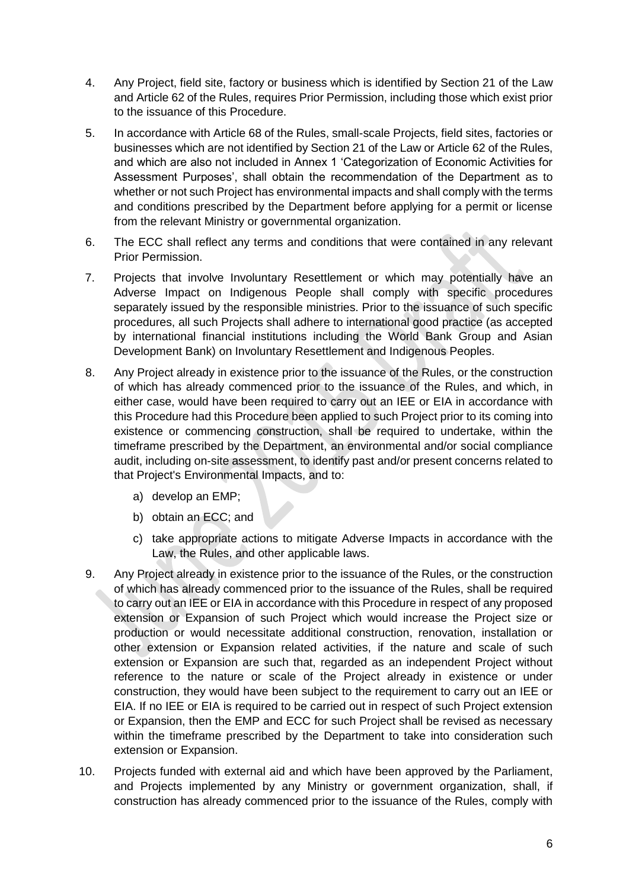4. Any Project, field site, factory or business which is identified by Section 21 of the Law and Article 62 of the Rules, requires Prior Permission, including those which exist prior to the issuance of this Procedure.

5. In accordance with Article 68 of the Rules, small-scale Projects, field sites, factories or businesses which are not identified by Section 21 of the Law or Article 62 of the Rules, and which are also not included in Annex 1 'Categorization of Economic Activities for Assessment Purposes', shall obtain the recommendation of the Department as to whether or not such Project has environmental impacts and shall comply with the terms and conditions prescribed by the Department before applying for a permit or license from the relevant Ministry or governmental organization.

6. The ECC shall reflect any terms and conditions that were contained in any relevant Prior Permission.

7. Projects that involve Involuntary Resettlement or which may potentially have an Adverse Impact on Indigenous People shall comply with specific procedures separately issued by the responsible ministries. Prior to the issuance of such specific procedures, all such Projects shall adhere to international good practice (as accepted by international financial institutions including the World Bank Group and Asian Development Bank) on Involuntary Resettlement and Indigenous Peoples.

8. Any Project already in existence prior to the issuance of the Rules, or the construction of which has already commenced prior to the issuance of the Rules, and which, in either case, would have been required to carry out an IEE or EIA in accordance with this Procedure had this Procedure been applied to such Project prior to its coming into existence or commencing construction, shall be required to undertake, within the timeframe prescribed by the Department, an environmental and/or social compliance audit, including on-site assessment, to identify past and/or present concerns related to that Project's Environmental Impacts, and to:

   a) develop an EMP;

   b) obtain an ECC; and

   c) take appropriate actions to mitigate Adverse Impacts in accordance with the Law, the Rules, and other applicable laws.

9. Any Project already in existence prior to the issuance of the Rules, or the construction of which has already commenced prior to the issuance of the Rules, shall be required to carry out an IEE or EIA in accordance with this Procedure in respect of any proposed extension or Expansion of such Project which would increase the Project size or production or would necessitate additional construction, renovation, installation or other extension or Expansion related activities, if the nature and scale of such extension or Expansion are such that, regarded as an independent Project without reference to the nature or scale of the Project already in existence or under construction, they would have been subject to the requirement to carry out an IEE or EIA. If no IEE or EIA is required to be carried out in respect of such Project extension or Expansion, then the EMP and ECC for such Project shall be revised as necessary within the timeframe prescribed by the Department to take into consideration such extension or Expansion.

10. Projects funded with external aid and which have been approved by the Parliament, and Projects implemented by any Ministry or government organization, shall, if construction has already commenced prior to the issuance of the Rules, comply with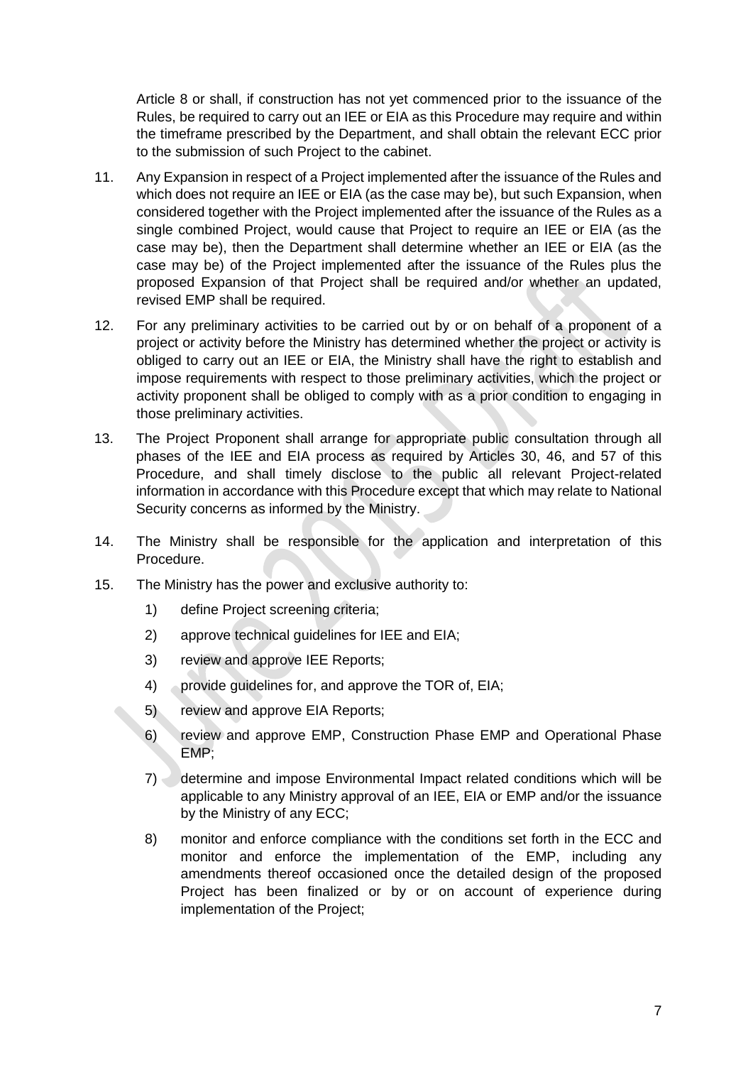Article 8 or shall, if construction has not yet commenced prior to the issuance of the Rules, be required to carry out an IEE or EIA as this Procedure may require and within the timeframe prescribed by the Department, and shall obtain the relevant ECC prior to the submission of such Project to the cabinet.

11. Any Expansion in respect of a Project implemented after the issuance of the Rules and which does not require an IEE or EIA (as the case may be), but such Expansion, when considered together with the Project implemented after the issuance of the Rules as a single combined Project, would cause that Project to require an IEE or EIA (as the case may be), then the Department shall determine whether an IEE or EIA (as the case may be) of the Project implemented after the issuance of the Rules plus the proposed Expansion of that Project shall be required and/or whether an updated, revised EMP shall be required.

12. For any preliminary activities to be carried out by or on behalf of a proponent of a project or activity before the Ministry has determined whether the project or activity is obliged to carry out an IEE or EIA, the Ministry shall have the right to establish and impose requirements with respect to those preliminary activities, which the project or activity proponent shall be obliged to comply with as a prior condition to engaging in those preliminary activities.

13. The Project Proponent shall arrange for appropriate public consultation through all phases of the IEE and EIA process as required by Articles 30, 46, and 57 of this Procedure, and shall timely disclose to the public all relevant Project-related information in accordance with this Procedure except that which may relate to National Security concerns as informed by the Ministry.

14. The Ministry shall be responsible for the application and interpretation of this Procedure.

15. The Ministry has the power and exclusive authority to:

    1) define Project screening criteria;

    2) approve technical guidelines for IEE and EIA;

    3) review and approve IEE Reports;

    4) provide guidelines for, and approve the TOR of, EIA;

    5) review and approve EIA Reports;

    6) review and approve EMP, Construction Phase EMP and Operational Phase EMP;

    7) determine and impose Environmental Impact related conditions which will be applicable to any Ministry approval of an IEE, EIA or EMP and/or the issuance by the Ministry of any ECC;

    8) monitor and enforce compliance with the conditions set forth in the ECC and monitor and enforce the implementation of the EMP, including any amendments thereof occasioned once the detailed design of the proposed Project has been finalized or by or on account of experience during implementation of the Project;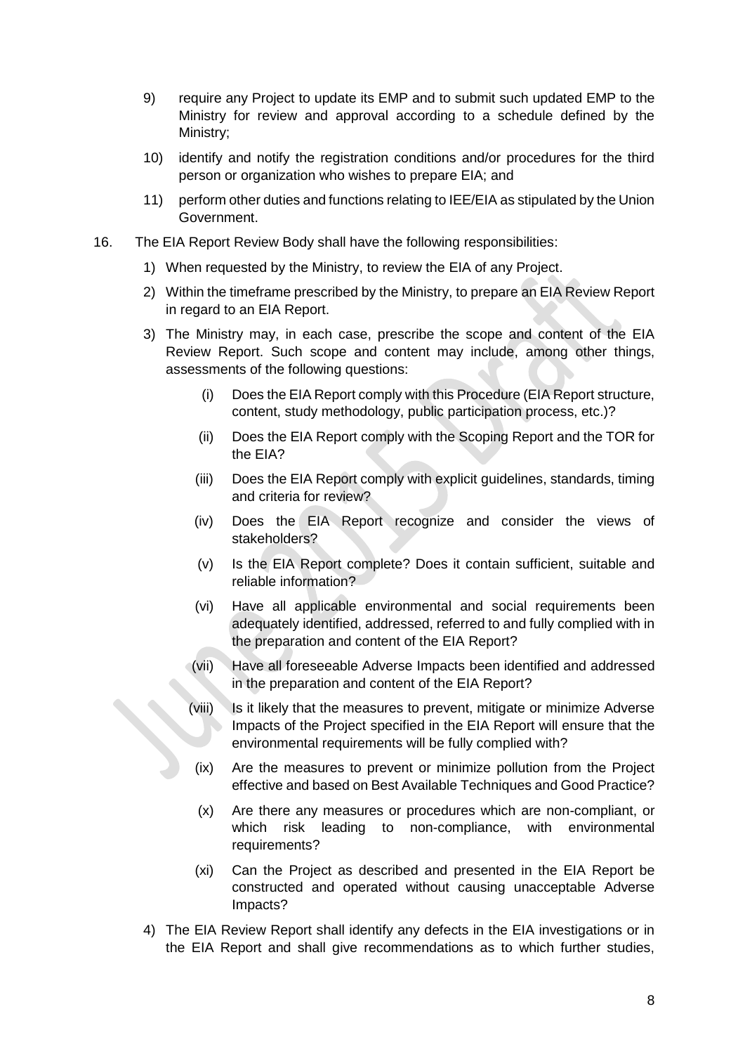9) require any Project to update its EMP and to submit such updated EMP to the Ministry for review and approval according to a schedule defined by the Ministry;

10) identify and notify the registration conditions and/or procedures for the third person or organization who wishes to prepare EIA; and

11) perform other duties and functions relating to IEE/EIA as stipulated by the Union Government.

16. The EIA Report Review Body shall have the following responsibilities:

1) When requested by the Ministry, to review the EIA of any Project.

2) Within the timeframe prescribed by the Ministry, to prepare an EIA Review Report in regard to an EIA Report.

3) The Ministry may, in each case, prescribe the scope and content of the EIA Review Report. Such scope and content may include, among other things, assessments of the following questions:

(i) Does the EIA Report comply with this Procedure (EIA Report structure, content, study methodology, public participation process, etc.)?

(ii) Does the EIA Report comply with the Scoping Report and the TOR for the EIA?

(iii) Does the EIA Report comply with explicit guidelines, standards, timing and criteria for review?

(iv) Does the EIA Report recognize and consider the views of stakeholders?

(v) Is the EIA Report complete? Does it contain sufficient, suitable and reliable information?

(vi) Have all applicable environmental and social requirements been adequately identified, addressed, referred to and fully complied with in the preparation and content of the EIA Report?

(vii) Have all foreseeable Adverse Impacts been identified and addressed in the preparation and content of the EIA Report?

(viii) Is it likely that the measures to prevent, mitigate or minimize Adverse Impacts of the Project specified in the EIA Report will ensure that the environmental requirements will be fully complied with?

(ix) Are the measures to prevent or minimize pollution from the Project effective and based on Best Available Techniques and Good Practice?

(x) Are there any measures or procedures which are non-compliant, or which risk leading to non-compliance, with environmental requirements?

(xi) Can the Project as described and presented in the EIA Report be constructed and operated without causing unacceptable Adverse Impacts?

4) The EIA Review Report shall identify any defects in the EIA investigations or in the EIA Report and shall give recommendations as to which further studies,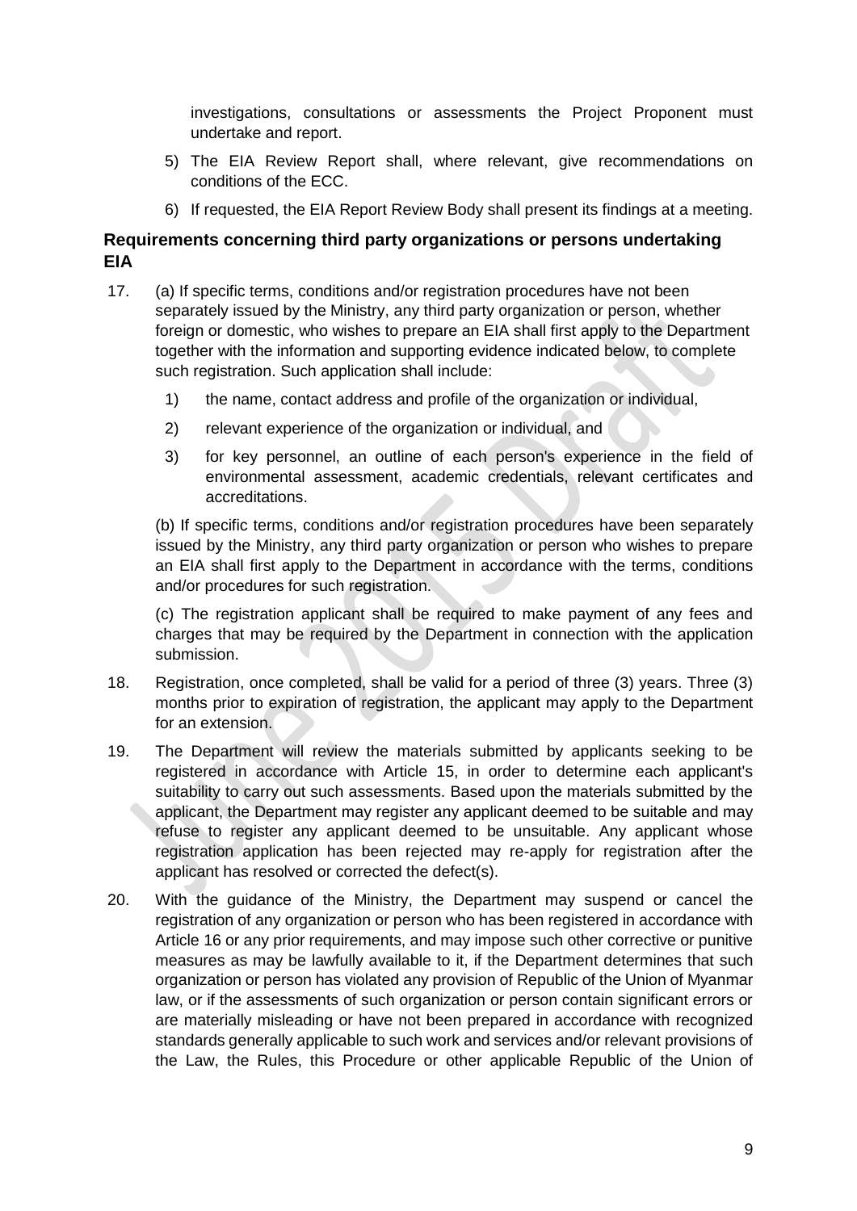investigations, consultations or assessments the Project Proponent must undertake and report.

5) The EIA Review Report shall, where relevant, give recommendations on conditions of the ECC.

6) If requested, the EIA Report Review Body shall present its findings at a meeting.

### Requirements concerning third party organizations or persons undertaking EIA

17. (a) If specific terms, conditions and/or registration procedures have not been separately issued by the Ministry, any third party organization or person, whether foreign or domestic, who wishes to prepare an EIA shall first apply to the Department together with the information and supporting evidence indicated below, to complete such registration. Such application shall include:

    1) the name, contact address and profile of the organization or individual,

    2) relevant experience of the organization or individual, and

    3) for key personnel, an outline of each person's experience in the field of environmental assessment, academic credentials, relevant certificates and accreditations.

    (b) If specific terms, conditions and/or registration procedures have been separately issued by the Ministry, any third party organization or person who wishes to prepare an EIA shall first apply to the Department in accordance with the terms, conditions and/or procedures for such registration.

    (c) The registration applicant shall be required to make payment of any fees and charges that may be required by the Department in connection with the application submission.

18. Registration, once completed, shall be valid for a period of three (3) years. Three (3) months prior to expiration of registration, the applicant may apply to the Department for an extension.

19. The Department will review the materials submitted by applicants seeking to be registered in accordance with Article 15, in order to determine each applicant's suitability to carry out such assessments. Based upon the materials submitted by the applicant, the Department may register any applicant deemed to be suitable and may refuse to register any applicant deemed to be unsuitable. Any applicant whose registration application has been rejected may re-apply for registration after the applicant has resolved or corrected the defect(s).

20. With the guidance of the Ministry, the Department may suspend or cancel the registration of any organization or person who has been registered in accordance with Article 16 or any prior requirements, and may impose such other corrective or punitive measures as may be lawfully available to it, if the Department determines that such organization or person has violated any provision of Republic of the Union of Myanmar law, or if the assessments of such organization or person contain significant errors or are materially misleading or have not been prepared in accordance with recognized standards generally applicable to such work and services and/or relevant provisions of the Law, the Rules, this Procedure or other applicable Republic of the Union of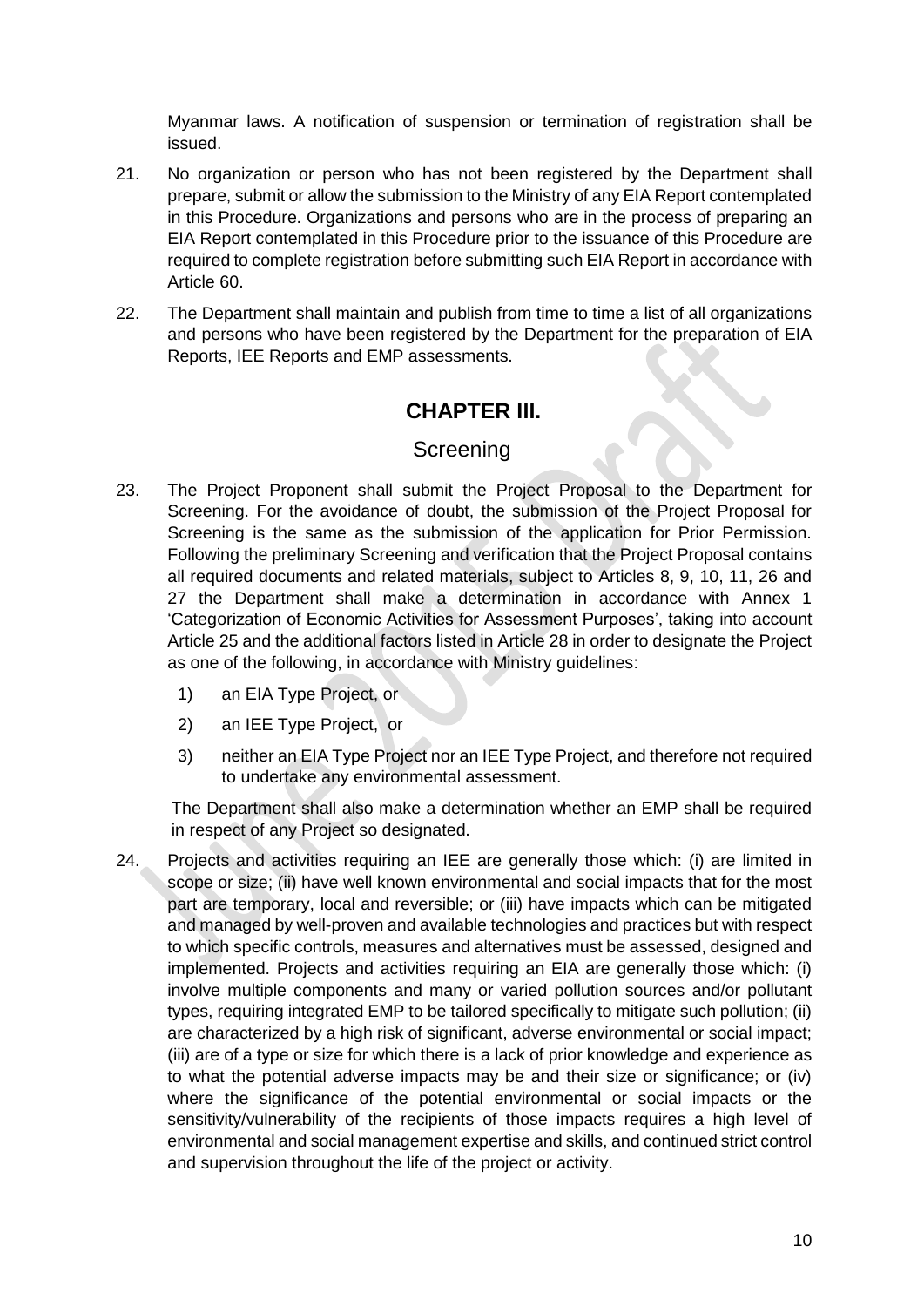Myanmar laws. A notification of suspension or termination of registration shall be issued.

21. No organization or person who has not been registered by the Department shall prepare, submit or allow the submission to the Ministry of any EIA Report contemplated in this Procedure. Organizations and persons who are in the process of preparing an EIA Report contemplated in this Procedure prior to the issuance of this Procedure are required to complete registration before submitting such EIA Report in accordance with Article 60.

22. The Department shall maintain and publish from time to time a list of all organizations and persons who have been registered by the Department for the preparation of EIA Reports, IEE Reports and EMP assessments.

## CHAPTER III.

### Screening

23. The Project Proponent shall submit the Project Proposal to the Department for Screening. For the avoidance of doubt, the submission of the Project Proposal for Screening is the same as the submission of the application for Prior Permission. Following the preliminary Screening and verification that the Project Proposal contains all required documents and related materials, subject to Articles 8, 9, 10, 11, 26 and 27 the Department shall make a determination in accordance with Annex 1 'Categorization of Economic Activities for Assessment Purposes', taking into account Article 25 and the additional factors listed in Article 28 in order to designate the Project as one of the following, in accordance with Ministry guidelines:

    1) an EIA Type Project, or

    2) an IEE Type Project, or

    3) neither an EIA Type Project nor an IEE Type Project, and therefore not required to undertake any environmental assessment.

    The Department shall also make a determination whether an EMP shall be required in respect of any Project so designated.

24. Projects and activities requiring an IEE are generally those which: (i) are limited in scope or size; (ii) have well known environmental and social impacts that for the most part are temporary, local and reversible; or (iii) have impacts which can be mitigated and managed by well-proven and available technologies and practices but with respect to which specific controls, measures and alternatives must be assessed, designed and implemented. Projects and activities requiring an EIA are generally those which: (i) involve multiple components and many or varied pollution sources and/or pollutant types, requiring integrated EMP to be tailored specifically to mitigate such pollution; (ii) are characterized by a high risk of significant, adverse environmental or social impact; (iii) are of a type or size for which there is a lack of prior knowledge and experience as to what the potential adverse impacts may be and their size or significance; or (iv) where the significance of the potential environmental or social impacts or the sensitivity/vulnerability of the recipients of those impacts requires a high level of environmental and social management expertise and skills, and continued strict control and supervision throughout the life of the project or activity.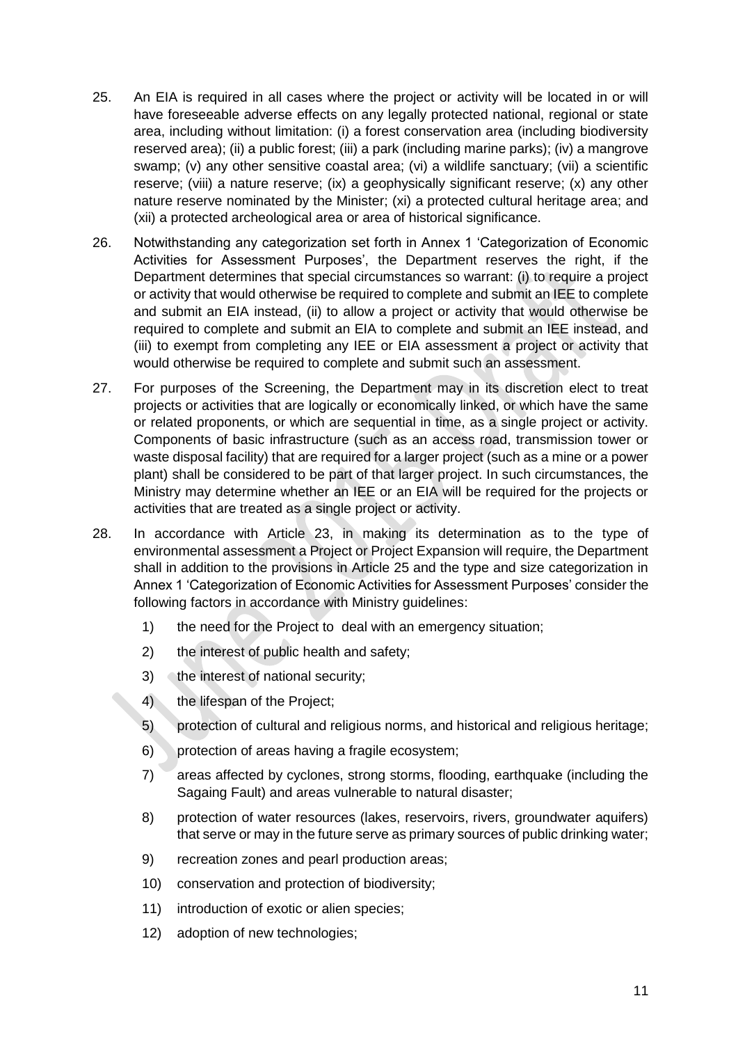25. An EIA is required in all cases where the project or activity will be located in or will have foreseeable adverse effects on any legally protected national, regional or state area, including without limitation: (i) a forest conservation area (including biodiversity reserved area); (ii) a public forest; (iii) a park (including marine parks); (iv) a mangrove swamp; (v) any other sensitive coastal area; (vi) a wildlife sanctuary; (vii) a scientific reserve; (viii) a nature reserve; (ix) a geophysically significant reserve; (x) any other nature reserve nominated by the Minister; (xi) a protected cultural heritage area; and (xii) a protected archeological area or area of historical significance.

26. Notwithstanding any categorization set forth in Annex 1 'Categorization of Economic Activities for Assessment Purposes', the Department reserves the right, if the Department determines that special circumstances so warrant: (i) to require a project or activity that would otherwise be required to complete and submit an IEE to complete and submit an EIA instead, (ii) to allow a project or activity that would otherwise be required to complete and submit an EIA to complete and submit an IEE instead, and (iii) to exempt from completing any IEE or EIA assessment a project or activity that would otherwise be required to complete and submit such an assessment.

27. For purposes of the Screening, the Department may in its discretion elect to treat projects or activities that are logically or economically linked, or which have the same or related proponents, or which are sequential in time, as a single project or activity. Components of basic infrastructure (such as an access road, transmission tower or waste disposal facility) that are required for a larger project (such as a mine or a power plant) shall be considered to be part of that larger project. In such circumstances, the Ministry may determine whether an IEE or an EIA will be required for the projects or activities that are treated as a single project or activity.

28. In accordance with Article 23, in making its determination as to the type of environmental assessment a Project or Project Expansion will require, the Department shall in addition to the provisions in Article 25 and the type and size categorization in Annex 1 'Categorization of Economic Activities for Assessment Purposes' consider the following factors in accordance with Ministry guidelines:

    1) the need for the Project to deal with an emergency situation;
    2) the interest of public health and safety;
    3) the interest of national security;
    4) the lifespan of the Project;
    5) protection of cultural and religious norms, and historical and religious heritage;
    6) protection of areas having a fragile ecosystem;
    7) areas affected by cyclones, strong storms, flooding, earthquake (including the Sagaing Fault) and areas vulnerable to natural disaster;
    8) protection of water resources (lakes, reservoirs, rivers, groundwater aquifers) that serve or may in the future serve as primary sources of public drinking water;
    9) recreation zones and pearl production areas;
    10) conservation and protection of biodiversity;
    11) introduction of exotic or alien species;
    12) adoption of new technologies;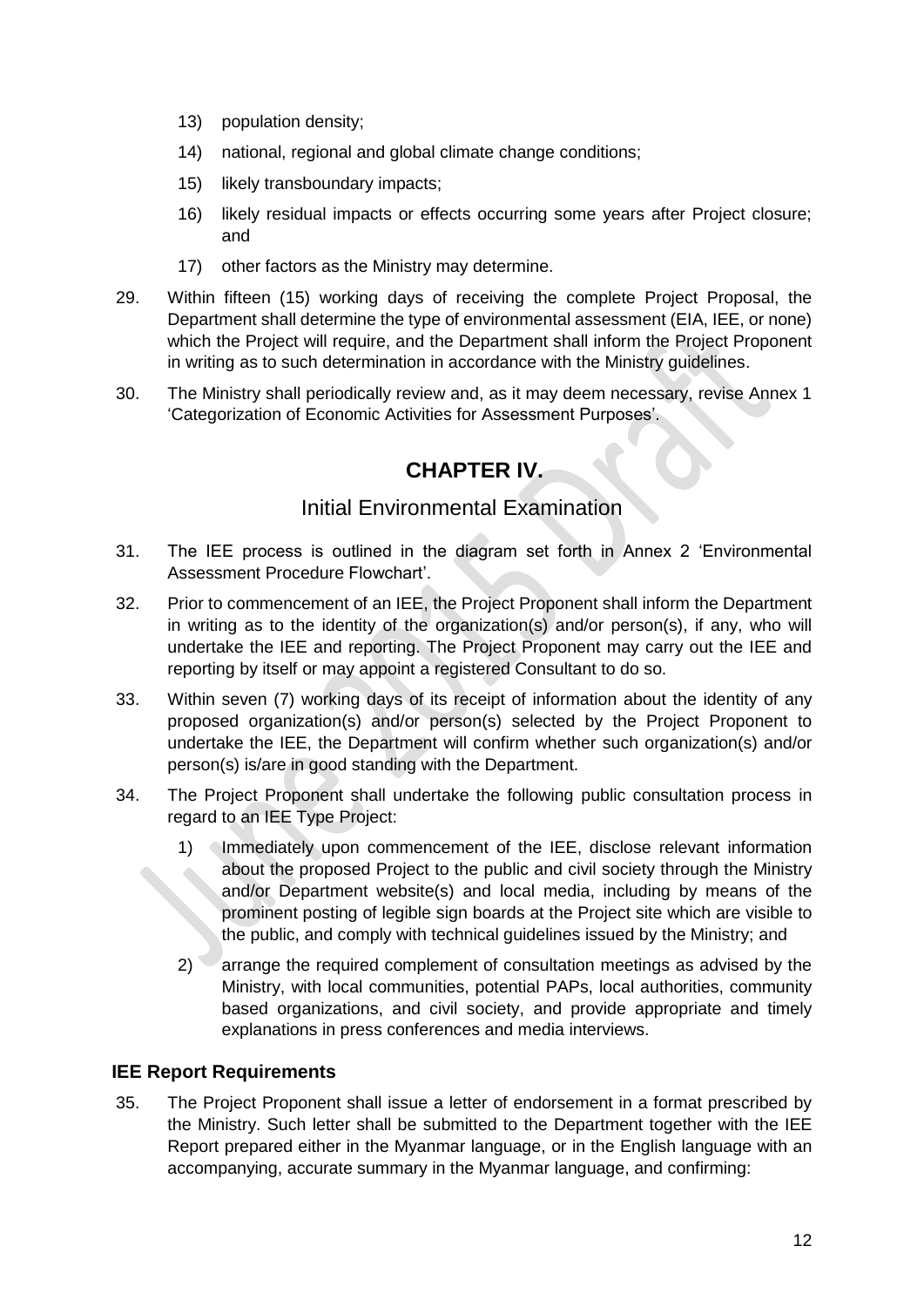13) population density;

14) national, regional and global climate change conditions;

15) likely transboundary impacts;

16) likely residual impacts or effects occurring some years after Project closure; and

17) other factors as the Ministry may determine.

29. Within fifteen (15) working days of receiving the complete Project Proposal, the Department shall determine the type of environmental assessment (EIA, IEE, or none) which the Project will require, and the Department shall inform the Project Proponent in writing as to such determination in accordance with the Ministry guidelines.

30. The Ministry shall periodically review and, as it may deem necessary, revise Annex 1 'Categorization of Economic Activities for Assessment Purposes'.

# CHAPTER IV.

## Initial Environmental Examination

31. The IEE process is outlined in the diagram set forth in Annex 2 'Environmental Assessment Procedure Flowchart'.

32. Prior to commencement of an IEE, the Project Proponent shall inform the Department in writing as to the identity of the organization(s) and/or person(s), if any, who will undertake the IEE and reporting. The Project Proponent may carry out the IEE and reporting by itself or may appoint a registered Consultant to do so.

33. Within seven (7) working days of its receipt of information about the identity of any proposed organization(s) and/or person(s) selected by the Project Proponent to undertake the IEE, the Department will confirm whether such organization(s) and/or person(s) is/are in good standing with the Department.

34. The Project Proponent shall undertake the following public consultation process in regard to an IEE Type Project:

    1) Immediately upon commencement of the IEE, disclose relevant information about the proposed Project to the public and civil society through the Ministry and/or Department website(s) and local media, including by means of the prominent posting of legible sign boards at the Project site which are visible to the public, and comply with technical guidelines issued by the Ministry; and

    2) arrange the required complement of consultation meetings as advised by the Ministry, with local communities, potential PAPs, local authorities, community based organizations, and civil society, and provide appropriate and timely explanations in press conferences and media interviews.

### IEE Report Requirements

35. The Project Proponent shall issue a letter of endorsement in a format prescribed by the Ministry. Such letter shall be submitted to the Department together with the IEE Report prepared either in the Myanmar language, or in the English language with an accompanying, accurate summary in the Myanmar language, and confirming: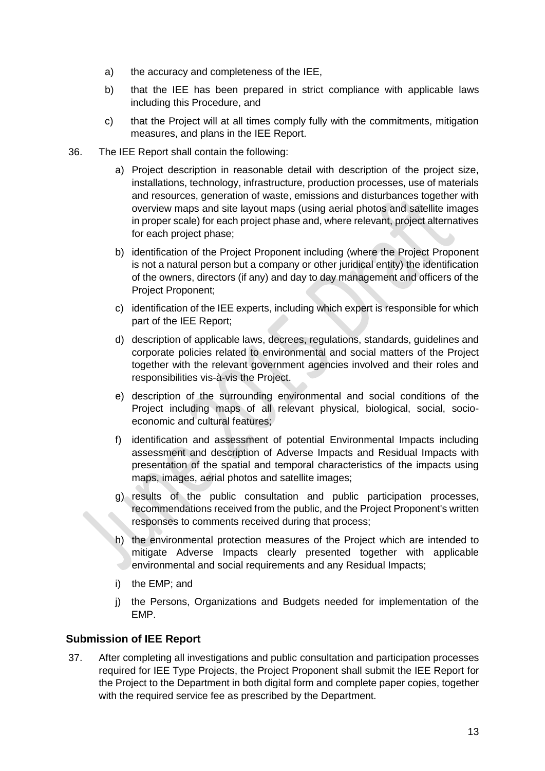a) the accuracy and completeness of the IEE,

b) that the IEE has been prepared in strict compliance with applicable laws including this Procedure, and

c) that the Project will at all times comply fully with the commitments, mitigation measures, and plans in the IEE Report.

36. The IEE Report shall contain the following:

a) Project description in reasonable detail with description of the project size, installations, technology, infrastructure, production processes, use of materials and resources, generation of waste, emissions and disturbances together with overview maps and site layout maps (using aerial photos and satellite images in proper scale) for each project phase and, where relevant, project alternatives for each project phase;

b) identification of the Project Proponent including (where the Project Proponent is not a natural person but a company or other juridical entity) the identification of the owners, directors (if any) and day to day management and officers of the Project Proponent;

c) identification of the IEE experts, including which expert is responsible for which part of the IEE Report;

d) description of applicable laws, decrees, regulations, standards, guidelines and corporate policies related to environmental and social matters of the Project together with the relevant government agencies involved and their roles and responsibilities vis-à-vis the Project.

e) description of the surrounding environmental and social conditions of the Project including maps of all relevant physical, biological, social, socio-economic and cultural features;

f) identification and assessment of potential Environmental Impacts including assessment and description of Adverse Impacts and Residual Impacts with presentation of the spatial and temporal characteristics of the impacts using maps, images, aerial photos and satellite images;

g) results of the public consultation and public participation processes, recommendations received from the public, and the Project Proponent's written responses to comments received during that process;

h) the environmental protection measures of the Project which are intended to mitigate Adverse Impacts clearly presented together with applicable environmental and social requirements and any Residual Impacts;

i) the EMP; and

j) the Persons, Organizations and Budgets needed for implementation of the EMP.

## Submission of IEE Report

37. After completing all investigations and public consultation and participation processes required for IEE Type Projects, the Project Proponent shall submit the IEE Report for the Project to the Department in both digital form and complete paper copies, together with the required service fee as prescribed by the Department.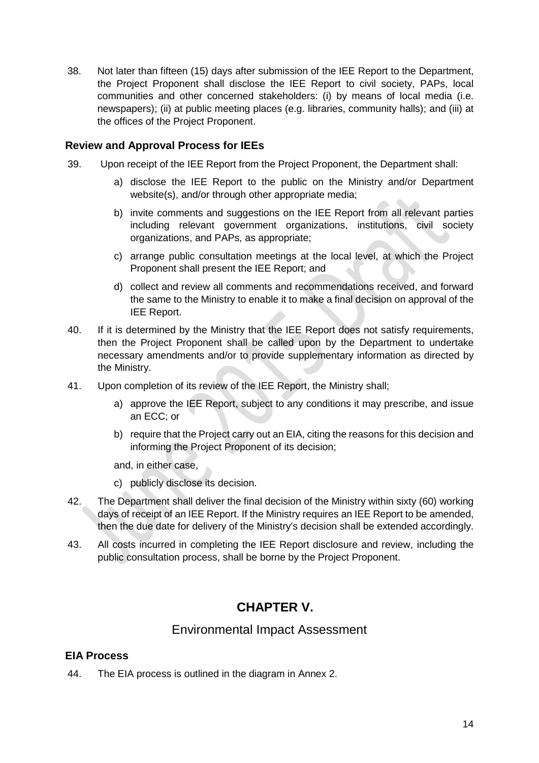38. Not later than fifteen (15) days after submission of the IEE Report to the Department, the Project Proponent shall disclose the IEE Report to civil society, PAPs, local communities and other concerned stakeholders: (i) by means of local media (i.e. newspapers); (ii) at public meeting places (e.g. libraries, community halls); and (iii) at the offices of the Project Proponent.

### Review and Approval Process for IEEs

39. Upon receipt of the IEE Report from the Project Proponent, the Department shall:

    a) disclose the IEE Report to the public on the Ministry and/or Department website(s), and/or through other appropriate media;

    b) invite comments and suggestions on the IEE Report from all relevant parties including relevant government organizations, institutions, civil society organizations, and PAPs, as appropriate;

    c) arrange public consultation meetings at the local level, at which the Project Proponent shall present the IEE Report; and

    d) collect and review all comments and recommendations received, and forward the same to the Ministry to enable it to make a final decision on approval of the IEE Report.

40. If it is determined by the Ministry that the IEE Report does not satisfy requirements, then the Project Proponent shall be called upon by the Department to undertake necessary amendments and/or to provide supplementary information as directed by the Ministry.

41. Upon completion of its review of the IEE Report, the Ministry shall;

    a) approve the IEE Report, subject to any conditions it may prescribe, and issue an ECC; or

    b) require that the Project carry out an EIA, citing the reasons for this decision and informing the Project Proponent of its decision;

    and, in either case,

    c) publicly disclose its decision.

42. The Department shall deliver the final decision of the Ministry within sixty (60) working days of receipt of an IEE Report. If the Ministry requires an IEE Report to be amended, then the due date for delivery of the Ministry's decision shall be extended accordingly.

43. All costs incurred in completing the IEE Report disclosure and review, including the public consultation process, shall be borne by the Project Proponent.

## CHAPTER V.

## Environmental Impact Assessment

### EIA Process

44. The EIA process is outlined in the diagram in Annex 2.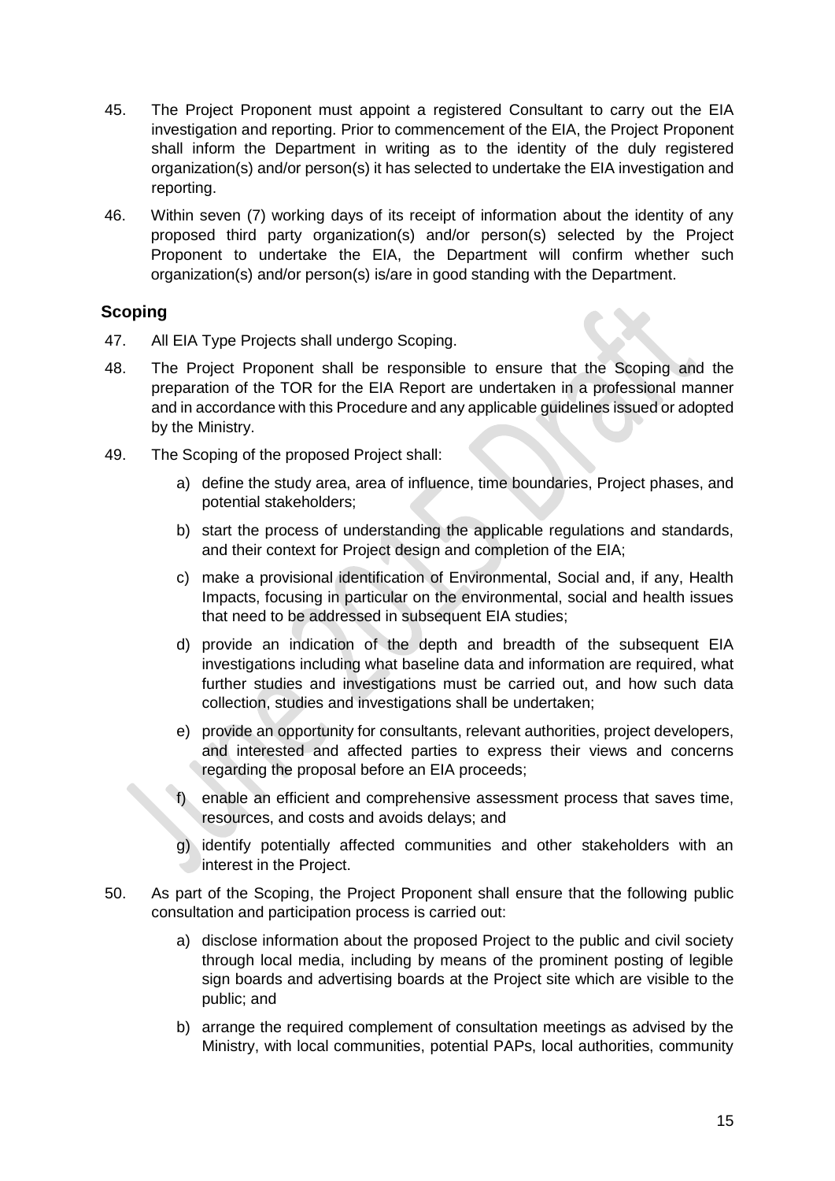45. The Project Proponent must appoint a registered Consultant to carry out the EIA investigation and reporting. Prior to commencement of the EIA, the Project Proponent shall inform the Department in writing as to the identity of the duly registered organization(s) and/or person(s) it has selected to undertake the EIA investigation and reporting.

46. Within seven (7) working days of its receipt of information about the identity of any proposed third party organization(s) and/or person(s) selected by the Project Proponent to undertake the EIA, the Department will confirm whether such organization(s) and/or person(s) is/are in good standing with the Department.

## Scoping

47. All EIA Type Projects shall undergo Scoping.

48. The Project Proponent shall be responsible to ensure that the Scoping and the preparation of the TOR for the EIA Report are undertaken in a professional manner and in accordance with this Procedure and any applicable guidelines issued or adopted by the Ministry.

49. The Scoping of the proposed Project shall:

    a) define the study area, area of influence, time boundaries, Project phases, and potential stakeholders;

    b) start the process of understanding the applicable regulations and standards, and their context for Project design and completion of the EIA;

    c) make a provisional identification of Environmental, Social and, if any, Health Impacts, focusing in particular on the environmental, social and health issues that need to be addressed in subsequent EIA studies;

    d) provide an indication of the depth and breadth of the subsequent EIA investigations including what baseline data and information are required, what further studies and investigations must be carried out, and how such data collection, studies and investigations shall be undertaken;

    e) provide an opportunity for consultants, relevant authorities, project developers, and interested and affected parties to express their views and concerns regarding the proposal before an EIA proceeds;

    f) enable an efficient and comprehensive assessment process that saves time, resources, and costs and avoids delays; and

    g) identify potentially affected communities and other stakeholders with an interest in the Project.

50. As part of the Scoping, the Project Proponent shall ensure that the following public consultation and participation process is carried out:

    a) disclose information about the proposed Project to the public and civil society through local media, including by means of the prominent posting of legible sign boards and advertising boards at the Project site which are visible to the public; and

    b) arrange the required complement of consultation meetings as advised by the Ministry, with local communities, potential PAPs, local authorities, community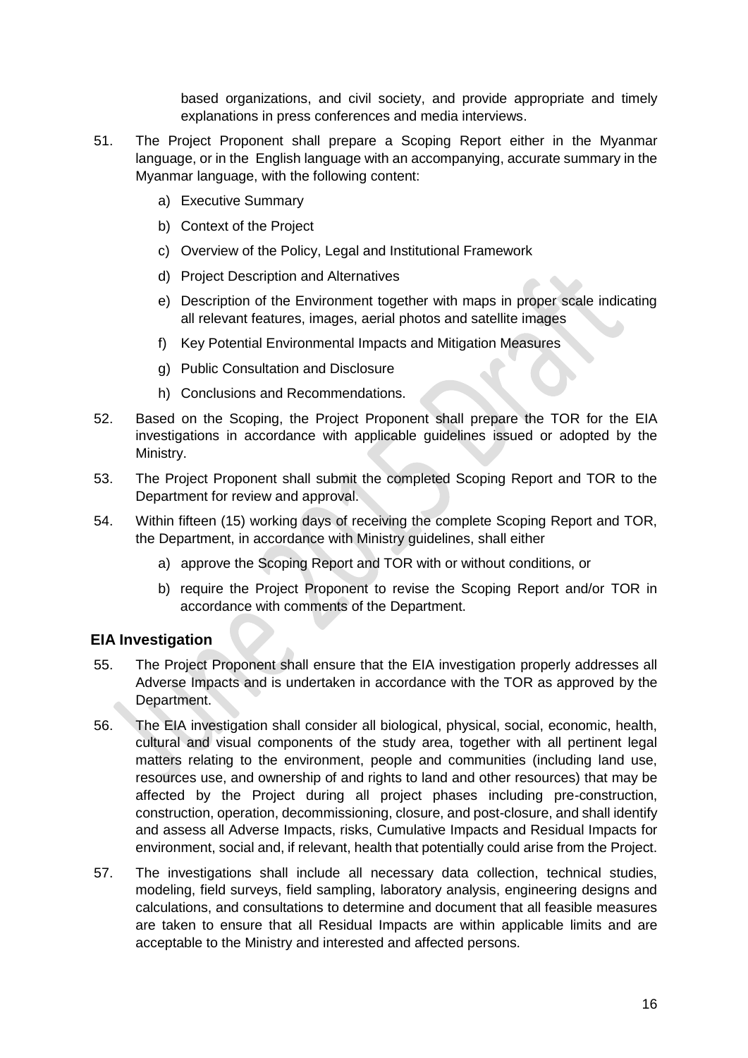based organizations, and civil society, and provide appropriate and timely explanations in press conferences and media interviews.

51. The Project Proponent shall prepare a Scoping Report either in the Myanmar language, or in the English language with an accompanying, accurate summary in the Myanmar language, with the following content:

    a) Executive Summary

    b) Context of the Project

    c) Overview of the Policy, Legal and Institutional Framework

    d) Project Description and Alternatives

    e) Description of the Environment together with maps in proper scale indicating all relevant features, images, aerial photos and satellite images

    f) Key Potential Environmental Impacts and Mitigation Measures

    g) Public Consultation and Disclosure

    h) Conclusions and Recommendations.

52. Based on the Scoping, the Project Proponent shall prepare the TOR for the EIA investigations in accordance with applicable guidelines issued or adopted by the Ministry.

53. The Project Proponent shall submit the completed Scoping Report and TOR to the Department for review and approval.

54. Within fifteen (15) working days of receiving the complete Scoping Report and TOR, the Department, in accordance with Ministry guidelines, shall either

    a) approve the Scoping Report and TOR with or without conditions, or

    b) require the Project Proponent to revise the Scoping Report and/or TOR in accordance with comments of the Department.

### EIA Investigation

55. The Project Proponent shall ensure that the EIA investigation properly addresses all Adverse Impacts and is undertaken in accordance with the TOR as approved by the Department.

56. The EIA investigation shall consider all biological, physical, social, economic, health, cultural and visual components of the study area, together with all pertinent legal matters relating to the environment, people and communities (including land use, resources use, and ownership of and rights to land and other resources) that may be affected by the Project during all project phases including pre-construction, construction, operation, decommissioning, closure, and post-closure, and shall identify and assess all Adverse Impacts, risks, Cumulative Impacts and Residual Impacts for environment, social and, if relevant, health that potentially could arise from the Project.

57. The investigations shall include all necessary data collection, technical studies, modeling, field surveys, field sampling, laboratory analysis, engineering designs and calculations, and consultations to determine and document that all feasible measures are taken to ensure that all Residual Impacts are within applicable limits and are acceptable to the Ministry and interested and affected persons.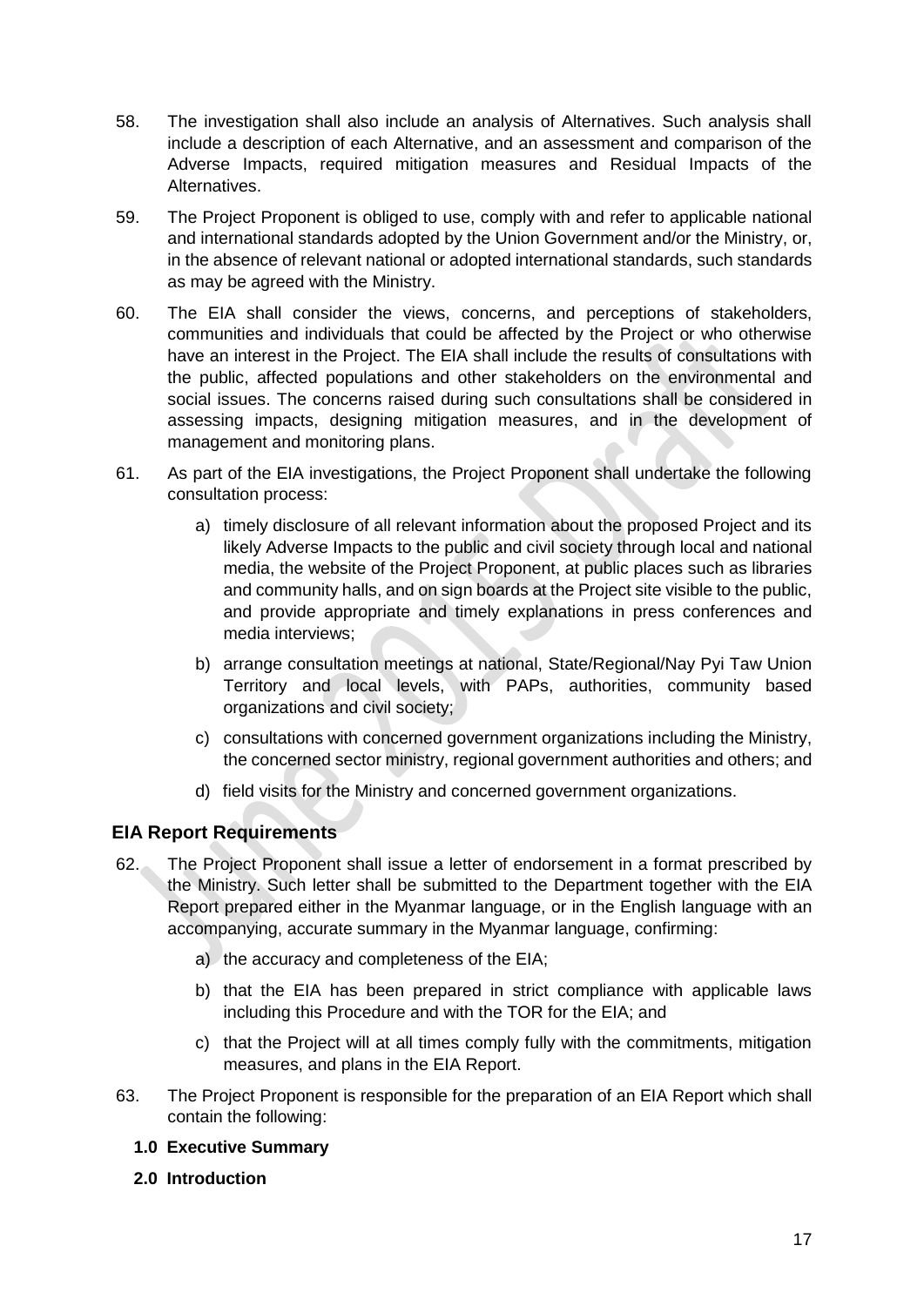58. The investigation shall also include an analysis of Alternatives. Such analysis shall include a description of each Alternative, and an assessment and comparison of the Adverse Impacts, required mitigation measures and Residual Impacts of the Alternatives.

59. The Project Proponent is obliged to use, comply with and refer to applicable national and international standards adopted by the Union Government and/or the Ministry, or, in the absence of relevant national or adopted international standards, such standards as may be agreed with the Ministry.

60. The EIA shall consider the views, concerns, and perceptions of stakeholders, communities and individuals that could be affected by the Project or who otherwise have an interest in the Project. The EIA shall include the results of consultations with the public, affected populations and other stakeholders on the environmental and social issues. The concerns raised during such consultations shall be considered in assessing impacts, designing mitigation measures, and in the development of management and monitoring plans.

61. As part of the EIA investigations, the Project Proponent shall undertake the following consultation process:

    a) timely disclosure of all relevant information about the proposed Project and its likely Adverse Impacts to the public and civil society through local and national media, the website of the Project Proponent, at public places such as libraries and community halls, and on sign boards at the Project site visible to the public, and provide appropriate and timely explanations in press conferences and media interviews;

    b) arrange consultation meetings at national, State/Regional/Nay Pyi Taw Union Territory and local levels, with PAPs, authorities, community based organizations and civil society;

    c) consultations with concerned government organizations including the Ministry, the concerned sector ministry, regional government authorities and others; and

    d) field visits for the Ministry and concerned government organizations.

## EIA Report Requirements

62. The Project Proponent shall issue a letter of endorsement in a format prescribed by the Ministry. Such letter shall be submitted to the Department together with the EIA Report prepared either in the Myanmar language, or in the English language with an accompanying, accurate summary in the Myanmar language, confirming:

    a) the accuracy and completeness of the EIA;

    b) that the EIA has been prepared in strict compliance with applicable laws including this Procedure and with the TOR for the EIA; and

    c) that the Project will at all times comply fully with the commitments, mitigation measures, and plans in the EIA Report.

63. The Project Proponent is responsible for the preparation of an EIA Report which shall contain the following:

   **1.0 Executive Summary**

   **2.0 Introduction**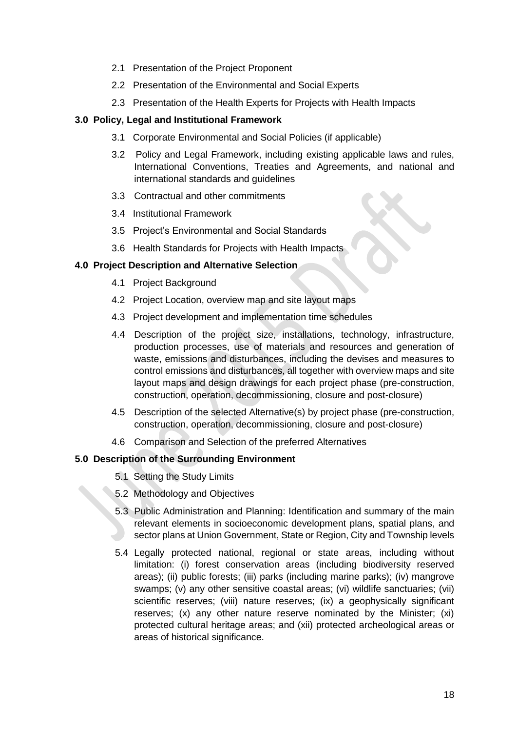2.1 Presentation of the Project Proponent

2.2 Presentation of the Environmental and Social Experts

2.3 Presentation of the Health Experts for Projects with Health Impacts

**3.0 Policy, Legal and Institutional Framework**

3.1 Corporate Environmental and Social Policies (if applicable)

3.2 Policy and Legal Framework, including existing applicable laws and rules, International Conventions, Treaties and Agreements, and national and international standards and guidelines

3.3 Contractual and other commitments

3.4 Institutional Framework

3.5 Project's Environmental and Social Standards

3.6 Health Standards for Projects with Health Impacts

**4.0 Project Description and Alternative Selection**

4.1 Project Background

4.2 Project Location, overview map and site layout maps

4.3 Project development and implementation time schedules

4.4 Description of the project size, installations, technology, infrastructure, production processes, use of materials and resources and generation of waste, emissions and disturbances, including the devises and measures to control emissions and disturbances, all together with overview maps and site layout maps and design drawings for each project phase (pre-construction, construction, operation, decommissioning, closure and post-closure)

4.5 Description of the selected Alternative(s) by project phase (pre-construction, construction, operation, decommissioning, closure and post-closure)

4.6 Comparison and Selection of the preferred Alternatives

**5.0 Description of the Surrounding Environment**

5.1 Setting the Study Limits

5.2 Methodology and Objectives

5.3 Public Administration and Planning: Identification and summary of the main relevant elements in socioeconomic development plans, spatial plans, and sector plans at Union Government, State or Region, City and Township levels

5.4 Legally protected national, regional or state areas, including without limitation: (i) forest conservation areas (including biodiversity reserved areas); (ii) public forests; (iii) parks (including marine parks); (iv) mangrove swamps; (v) any other sensitive coastal areas; (vi) wildlife sanctuaries; (vii) scientific reserves; (viii) nature reserves; (ix) a geophysically significant reserves; (x) any other nature reserve nominated by the Minister; (xi) protected cultural heritage areas; and (xii) protected archeological areas or areas of historical significance.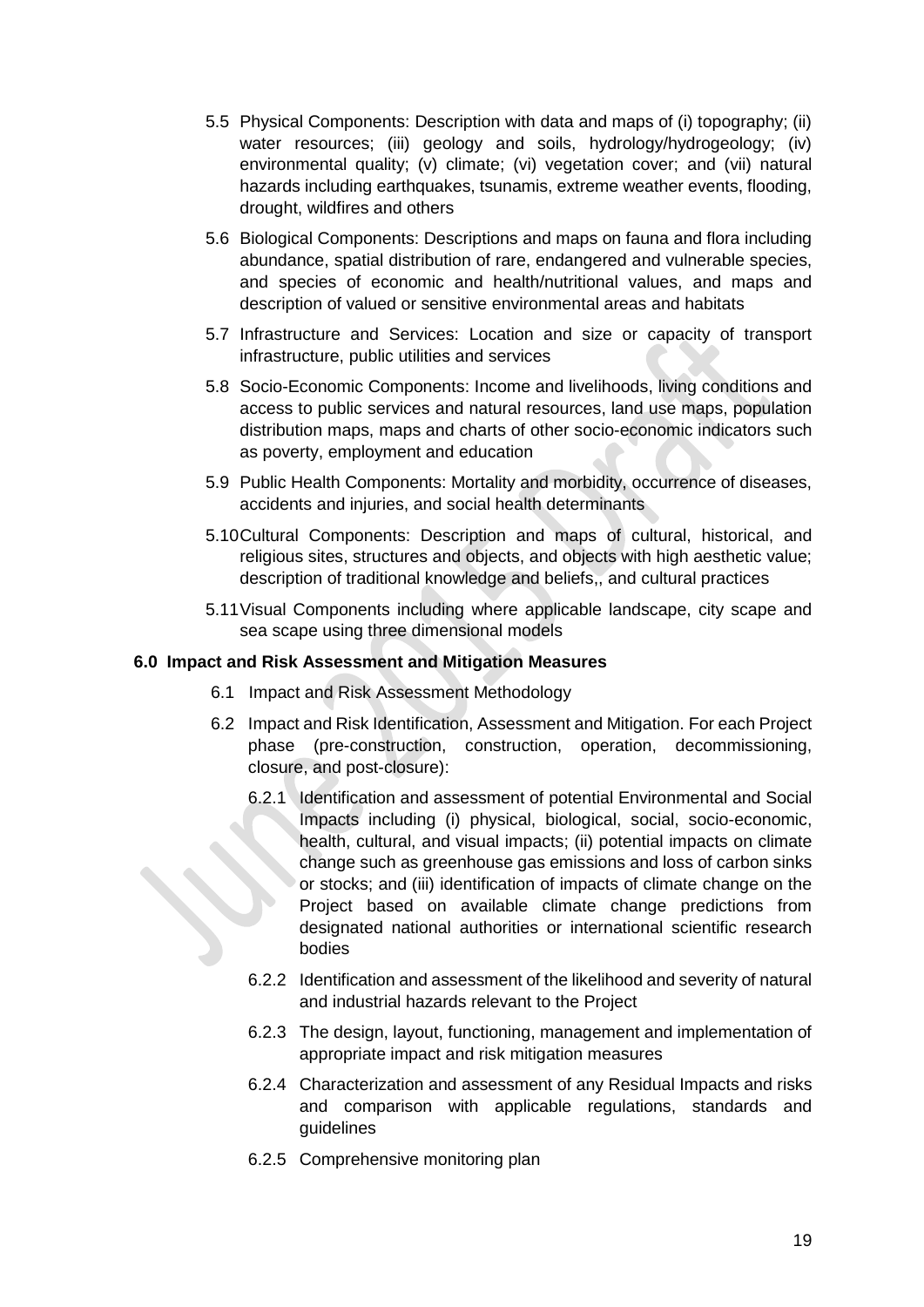5.5 Physical Components: Description with data and maps of (i) topography; (ii) water resources; (iii) geology and soils, hydrology/hydrogeology; (iv) environmental quality; (v) climate; (vi) vegetation cover; and (vii) natural hazards including earthquakes, tsunamis, extreme weather events, flooding, drought, wildfires and others

5.6 Biological Components: Descriptions and maps on fauna and flora including abundance, spatial distribution of rare, endangered and vulnerable species, and species of economic and health/nutritional values, and maps and description of valued or sensitive environmental areas and habitats

5.7 Infrastructure and Services: Location and size or capacity of transport infrastructure, public utilities and services

5.8 Socio-Economic Components: Income and livelihoods, living conditions and access to public services and natural resources, land use maps, population distribution maps, maps and charts of other socio-economic indicators such as poverty, employment and education

5.9 Public Health Components: Mortality and morbidity, occurrence of diseases, accidents and injuries, and social health determinants

5.10 Cultural Components: Description and maps of cultural, historical, and religious sites, structures and objects, and objects with high aesthetic value; description of traditional knowledge and beliefs,, and cultural practices

5.11 Visual Components including where applicable landscape, city scape and sea scape using three dimensional models

**6.0 Impact and Risk Assessment and Mitigation Measures**

6.1 Impact and Risk Assessment Methodology

6.2 Impact and Risk Identification, Assessment and Mitigation. For each Project phase (pre-construction, construction, operation, decommissioning, closure, and post-closure):

6.2.1 Identification and assessment of potential Environmental and Social Impacts including (i) physical, biological, social, socio-economic, health, cultural, and visual impacts; (ii) potential impacts on climate change such as greenhouse gas emissions and loss of carbon sinks or stocks; and (iii) identification of impacts of climate change on the Project based on available climate change predictions from designated national authorities or international scientific research bodies

6.2.2 Identification and assessment of the likelihood and severity of natural and industrial hazards relevant to the Project

6.2.3 The design, layout, functioning, management and implementation of appropriate impact and risk mitigation measures

6.2.4 Characterization and assessment of any Residual Impacts and risks and comparison with applicable regulations, standards and guidelines

6.2.5 Comprehensive monitoring plan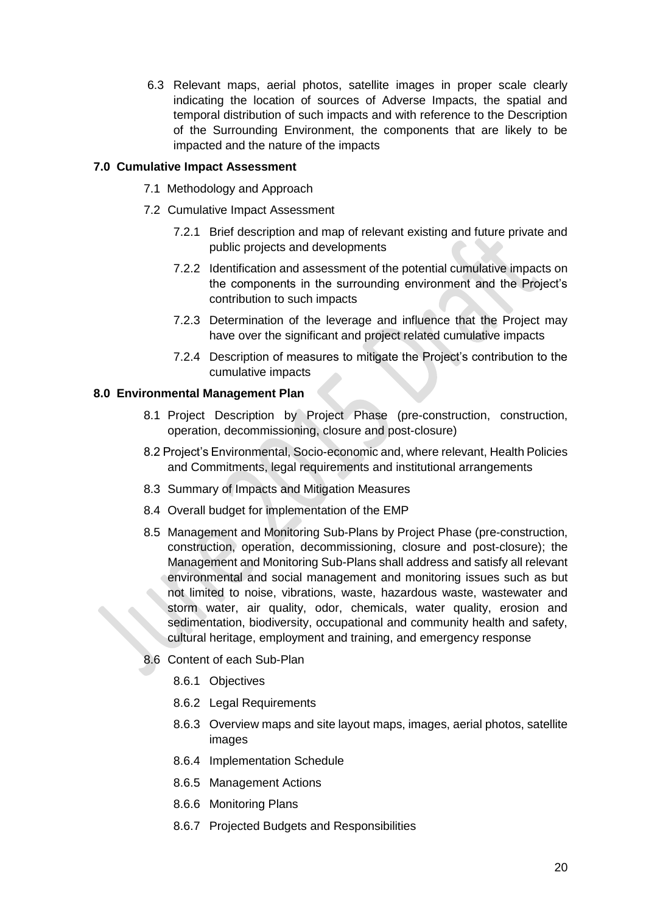6.3 Relevant maps, aerial photos, satellite images in proper scale clearly indicating the location of sources of Adverse Impacts, the spatial and temporal distribution of such impacts and with reference to the Description of the Surrounding Environment, the components that are likely to be impacted and the nature of the impacts

**7.0 Cumulative Impact Assessment**

7.1 Methodology and Approach

7.2 Cumulative Impact Assessment

7.2.1 Brief description and map of relevant existing and future private and public projects and developments

7.2.2 Identification and assessment of the potential cumulative impacts on the components in the surrounding environment and the Project's contribution to such impacts

7.2.3 Determination of the leverage and influence that the Project may have over the significant and project related cumulative impacts

7.2.4 Description of measures to mitigate the Project's contribution to the cumulative impacts

**8.0 Environmental Management Plan**

8.1 Project Description by Project Phase (pre-construction, construction, operation, decommissioning, closure and post-closure)

8.2 Project's Environmental, Socio-economic and, where relevant, Health Policies and Commitments, legal requirements and institutional arrangements

8.3 Summary of Impacts and Mitigation Measures

8.4 Overall budget for implementation of the EMP

8.5 Management and Monitoring Sub-Plans by Project Phase (pre-construction, construction, operation, decommissioning, closure and post-closure); the Management and Monitoring Sub-Plans shall address and satisfy all relevant environmental and social management and monitoring issues such as but not limited to noise, vibrations, waste, hazardous waste, wastewater and storm water, air quality, odor, chemicals, water quality, erosion and sedimentation, biodiversity, occupational and community health and safety, cultural heritage, employment and training, and emergency response

8.6 Content of each Sub-Plan

8.6.1 Objectives

8.6.2 Legal Requirements

8.6.3 Overview maps and site layout maps, images, aerial photos, satellite images

8.6.4 Implementation Schedule

8.6.5 Management Actions

8.6.6 Monitoring Plans

8.6.7 Projected Budgets and Responsibilities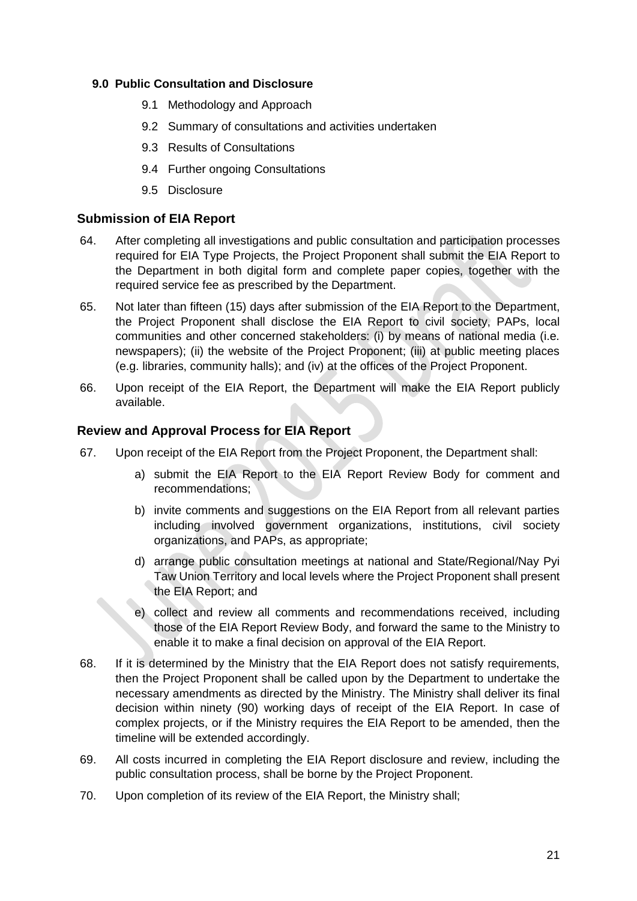**9.0 Public Consultation and Disclosure**

- 9.1 Methodology and Approach
- 9.2 Summary of consultations and activities undertaken
- 9.3 Results of Consultations
- 9.4 Further ongoing Consultations
- 9.5 Disclosure

## Submission of EIA Report

64. After completing all investigations and public consultation and participation processes required for EIA Type Projects, the Project Proponent shall submit the EIA Report to the Department in both digital form and complete paper copies, together with the required service fee as prescribed by the Department.

65. Not later than fifteen (15) days after submission of the EIA Report to the Department, the Project Proponent shall disclose the EIA Report to civil society, PAPs, local communities and other concerned stakeholders: (i) by means of national media (i.e. newspapers); (ii) the website of the Project Proponent; (iii) at public meeting places (e.g. libraries, community halls); and (iv) at the offices of the Project Proponent.

66. Upon receipt of the EIA Report, the Department will make the EIA Report publicly available.

## Review and Approval Process for EIA Report

67. Upon receipt of the EIA Report from the Project Proponent, the Department shall:

    a) submit the EIA Report to the EIA Report Review Body for comment and recommendations;

    b) invite comments and suggestions on the EIA Report from all relevant parties including involved government organizations, institutions, civil society organizations, and PAPs, as appropriate;

    d) arrange public consultation meetings at national and State/Regional/Nay Pyi Taw Union Territory and local levels where the Project Proponent shall present the EIA Report; and

    e) collect and review all comments and recommendations received, including those of the EIA Report Review Body, and forward the same to the Ministry to enable it to make a final decision on approval of the EIA Report.

68. If it is determined by the Ministry that the EIA Report does not satisfy requirements, then the Project Proponent shall be called upon by the Department to undertake the necessary amendments as directed by the Ministry. The Ministry shall deliver its final decision within ninety (90) working days of receipt of the EIA Report. In case of complex projects, or if the Ministry requires the EIA Report to be amended, then the timeline will be extended accordingly.

69. All costs incurred in completing the EIA Report disclosure and review, including the public consultation process, shall be borne by the Project Proponent.

70. Upon completion of its review of the EIA Report, the Ministry shall;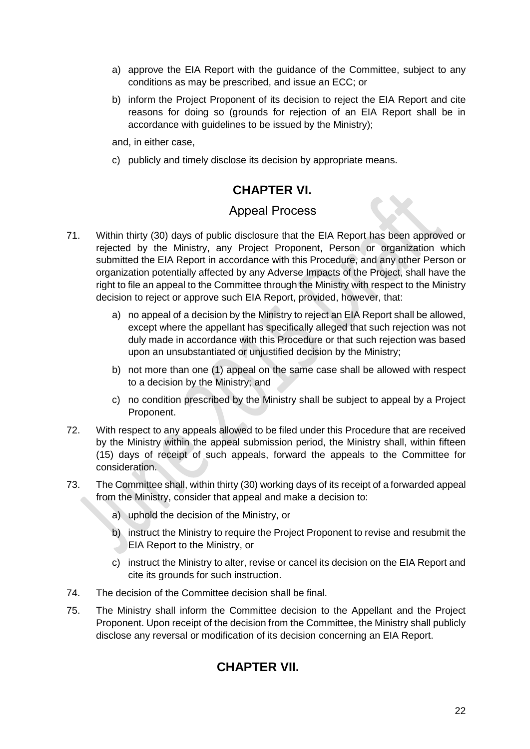a) approve the EIA Report with the guidance of the Committee, subject to any conditions as may be prescribed, and issue an ECC; or

b) inform the Project Proponent of its decision to reject the EIA Report and cite reasons for doing so (grounds for rejection of an EIA Report shall be in accordance with guidelines to be issued by the Ministry);

and, in either case,

c) publicly and timely disclose its decision by appropriate means.

## CHAPTER VI.

### Appeal Process

71. Within thirty (30) days of public disclosure that the EIA Report has been approved or rejected by the Ministry, any Project Proponent, Person or organization which submitted the EIA Report in accordance with this Procedure, and any other Person or organization potentially affected by any Adverse Impacts of the Project, shall have the right to file an appeal to the Committee through the Ministry with respect to the Ministry decision to reject or approve such EIA Report, provided, however, that:

    a) no appeal of a decision by the Ministry to reject an EIA Report shall be allowed, except where the appellant has specifically alleged that such rejection was not duly made in accordance with this Procedure or that such rejection was based upon an unsubstantiated or unjustified decision by the Ministry;

    b) not more than one (1) appeal on the same case shall be allowed with respect to a decision by the Ministry; and

    c) no condition prescribed by the Ministry shall be subject to appeal by a Project Proponent.

72. With respect to any appeals allowed to be filed under this Procedure that are received by the Ministry within the appeal submission period, the Ministry shall, within fifteen (15) days of receipt of such appeals, forward the appeals to the Committee for consideration.

73. The Committee shall, within thirty (30) working days of its receipt of a forwarded appeal from the Ministry, consider that appeal and make a decision to:

    a) uphold the decision of the Ministry, or

    b) instruct the Ministry to require the Project Proponent to revise and resubmit the EIA Report to the Ministry, or

    c) instruct the Ministry to alter, revise or cancel its decision on the EIA Report and cite its grounds for such instruction.

74. The decision of the Committee decision shall be final.

75. The Ministry shall inform the Committee decision to the Appellant and the Project Proponent. Upon receipt of the decision from the Committee, the Ministry shall publicly disclose any reversal or modification of its decision concerning an EIA Report.

## CHAPTER VII.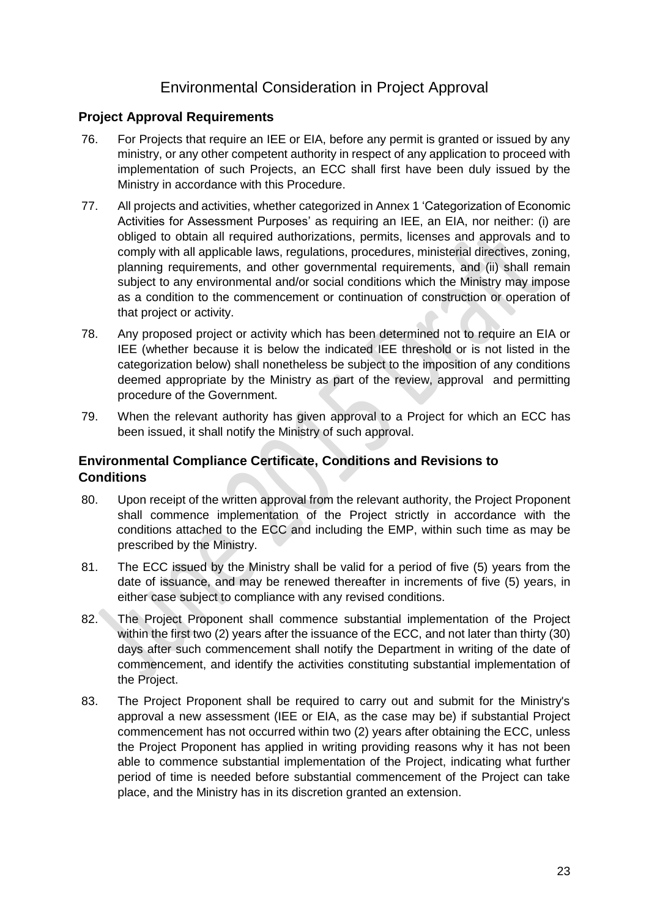# Environmental Consideration in Project Approval

## Project Approval Requirements

76. For Projects that require an IEE or EIA, before any permit is granted or issued by any ministry, or any other competent authority in respect of any application to proceed with implementation of such Projects, an ECC shall first have been duly issued by the Ministry in accordance with this Procedure.

77. All projects and activities, whether categorized in Annex 1 'Categorization of Economic Activities for Assessment Purposes' as requiring an IEE, an EIA, nor neither: (i) are obliged to obtain all required authorizations, permits, licenses and approvals and to comply with all applicable laws, regulations, procedures, ministerial directives, zoning, planning requirements, and other governmental requirements, and (ii) shall remain subject to any environmental and/or social conditions which the Ministry may impose as a condition to the commencement or continuation of construction or operation of that project or activity.

78. Any proposed project or activity which has been determined not to require an EIA or IEE (whether because it is below the indicated IEE threshold or is not listed in the categorization below) shall nonetheless be subject to the imposition of any conditions deemed appropriate by the Ministry as part of the review, approval and permitting procedure of the Government.

79. When the relevant authority has given approval to a Project for which an ECC has been issued, it shall notify the Ministry of such approval.

## Environmental Compliance Certificate, Conditions and Revisions to Conditions

80. Upon receipt of the written approval from the relevant authority, the Project Proponent shall commence implementation of the Project strictly in accordance with the conditions attached to the ECC and including the EMP, within such time as may be prescribed by the Ministry.

81. The ECC issued by the Ministry shall be valid for a period of five (5) years from the date of issuance, and may be renewed thereafter in increments of five (5) years, in either case subject to compliance with any revised conditions.

82. The Project Proponent shall commence substantial implementation of the Project within the first two (2) years after the issuance of the ECC, and not later than thirty (30) days after such commencement shall notify the Department in writing of the date of commencement, and identify the activities constituting substantial implementation of the Project.

83. The Project Proponent shall be required to carry out and submit for the Ministry's approval a new assessment (IEE or EIA, as the case may be) if substantial Project commencement has not occurred within two (2) years after obtaining the ECC, unless the Project Proponent has applied in writing providing reasons why it has not been able to commence substantial implementation of the Project, indicating what further period of time is needed before substantial commencement of the Project can take place, and the Ministry has in its discretion granted an extension.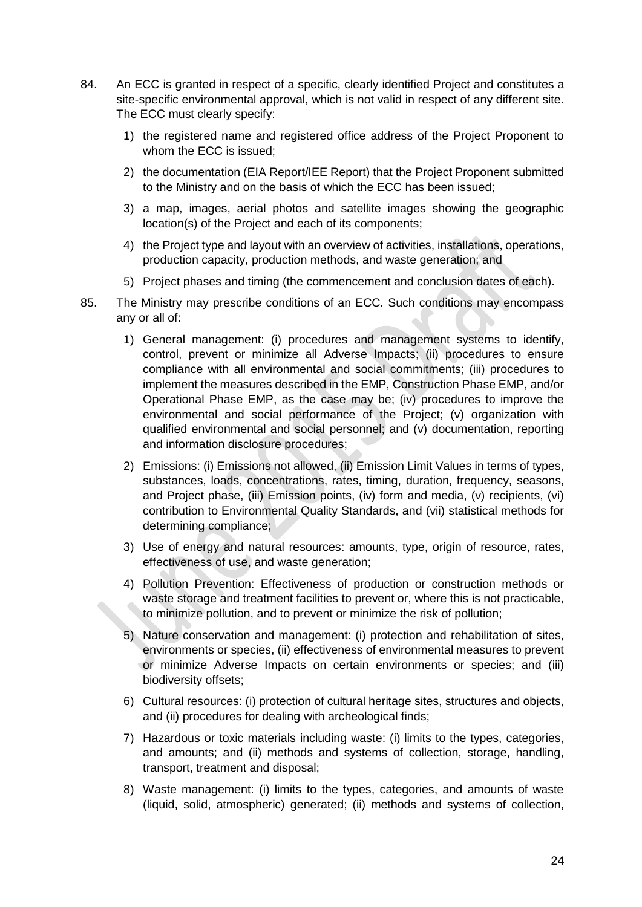84. An ECC is granted in respect of a specific, clearly identified Project and constitutes a site-specific environmental approval, which is not valid in respect of any different site. The ECC must clearly specify:

    1) the registered name and registered office address of the Project Proponent to whom the ECC is issued;

    2) the documentation (EIA Report/IEE Report) that the Project Proponent submitted to the Ministry and on the basis of which the ECC has been issued;

    3) a map, images, aerial photos and satellite images showing the geographic location(s) of the Project and each of its components;

    4) the Project type and layout with an overview of activities, installations, operations, production capacity, production methods, and waste generation; and

    5) Project phases and timing (the commencement and conclusion dates of each).

85. The Ministry may prescribe conditions of an ECC. Such conditions may encompass any or all of:

    1) General management: (i) procedures and management systems to identify, control, prevent or minimize all Adverse Impacts; (ii) procedures to ensure compliance with all environmental and social commitments; (iii) procedures to implement the measures described in the EMP, Construction Phase EMP, and/or Operational Phase EMP, as the case may be; (iv) procedures to improve the environmental and social performance of the Project; (v) organization with qualified environmental and social personnel; and (v) documentation, reporting and information disclosure procedures;

    2) Emissions: (i) Emissions not allowed, (ii) Emission Limit Values in terms of types, substances, loads, concentrations, rates, timing, duration, frequency, seasons, and Project phase, (iii) Emission points, (iv) form and media, (v) recipients, (vi) contribution to Environmental Quality Standards, and (vii) statistical methods for determining compliance;

    3) Use of energy and natural resources: amounts, type, origin of resource, rates, effectiveness of use, and waste generation;

    4) Pollution Prevention: Effectiveness of production or construction methods or waste storage and treatment facilities to prevent or, where this is not practicable, to minimize pollution, and to prevent or minimize the risk of pollution;

    5) Nature conservation and management: (i) protection and rehabilitation of sites, environments or species, (ii) effectiveness of environmental measures to prevent or minimize Adverse Impacts on certain environments or species; and (iii) biodiversity offsets;

    6) Cultural resources: (i) protection of cultural heritage sites, structures and objects, and (ii) procedures for dealing with archeological finds;

    7) Hazardous or toxic materials including waste: (i) limits to the types, categories, and amounts; and (ii) methods and systems of collection, storage, handling, transport, treatment and disposal;

    8) Waste management: (i) limits to the types, categories, and amounts of waste (liquid, solid, atmospheric) generated; (ii) methods and systems of collection,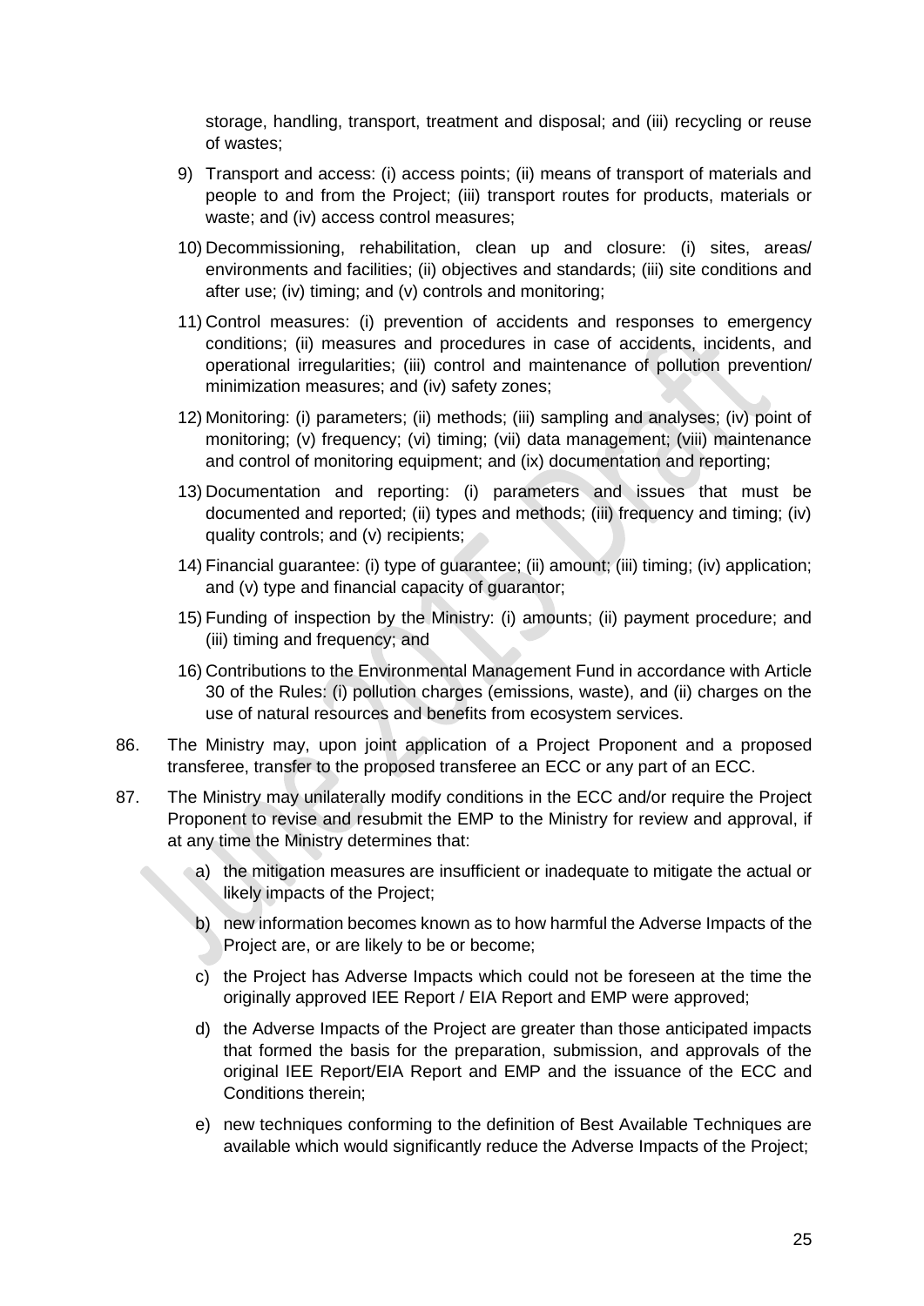storage, handling, transport, treatment and disposal; and (iii) recycling or reuse of wastes;

9) Transport and access: (i) access points; (ii) means of transport of materials and people to and from the Project; (iii) transport routes for products, materials or waste; and (iv) access control measures;

10) Decommissioning, rehabilitation, clean up and closure: (i) sites, areas/ environments and facilities; (ii) objectives and standards; (iii) site conditions and after use; (iv) timing; and (v) controls and monitoring;

11) Control measures: (i) prevention of accidents and responses to emergency conditions; (ii) measures and procedures in case of accidents, incidents, and operational irregularities; (iii) control and maintenance of pollution prevention/ minimization measures; and (iv) safety zones;

12) Monitoring: (i) parameters; (ii) methods; (iii) sampling and analyses; (iv) point of monitoring; (v) frequency; (vi) timing; (vii) data management; (viii) maintenance and control of monitoring equipment; and (ix) documentation and reporting;

13) Documentation and reporting: (i) parameters and issues that must be documented and reported; (ii) types and methods; (iii) frequency and timing; (iv) quality controls; and (v) recipients;

14) Financial guarantee: (i) type of guarantee; (ii) amount; (iii) timing; (iv) application; and (v) type and financial capacity of guarantor;

15) Funding of inspection by the Ministry: (i) amounts; (ii) payment procedure; and (iii) timing and frequency; and

16) Contributions to the Environmental Management Fund in accordance with Article 30 of the Rules: (i) pollution charges (emissions, waste), and (ii) charges on the use of natural resources and benefits from ecosystem services.

86. The Ministry may, upon joint application of a Project Proponent and a proposed transferee, transfer to the proposed transferee an ECC or any part of an ECC.

87. The Ministry may unilaterally modify conditions in the ECC and/or require the Project Proponent to revise and resubmit the EMP to the Ministry for review and approval, if at any time the Ministry determines that:

a) the mitigation measures are insufficient or inadequate to mitigate the actual or likely impacts of the Project;

b) new information becomes known as to how harmful the Adverse Impacts of the Project are, or are likely to be or become;

c) the Project has Adverse Impacts which could not be foreseen at the time the originally approved IEE Report / EIA Report and EMP were approved;

d) the Adverse Impacts of the Project are greater than those anticipated impacts that formed the basis for the preparation, submission, and approvals of the original IEE Report/EIA Report and EMP and the issuance of the ECC and Conditions therein;

e) new techniques conforming to the definition of Best Available Techniques are available which would significantly reduce the Adverse Impacts of the Project;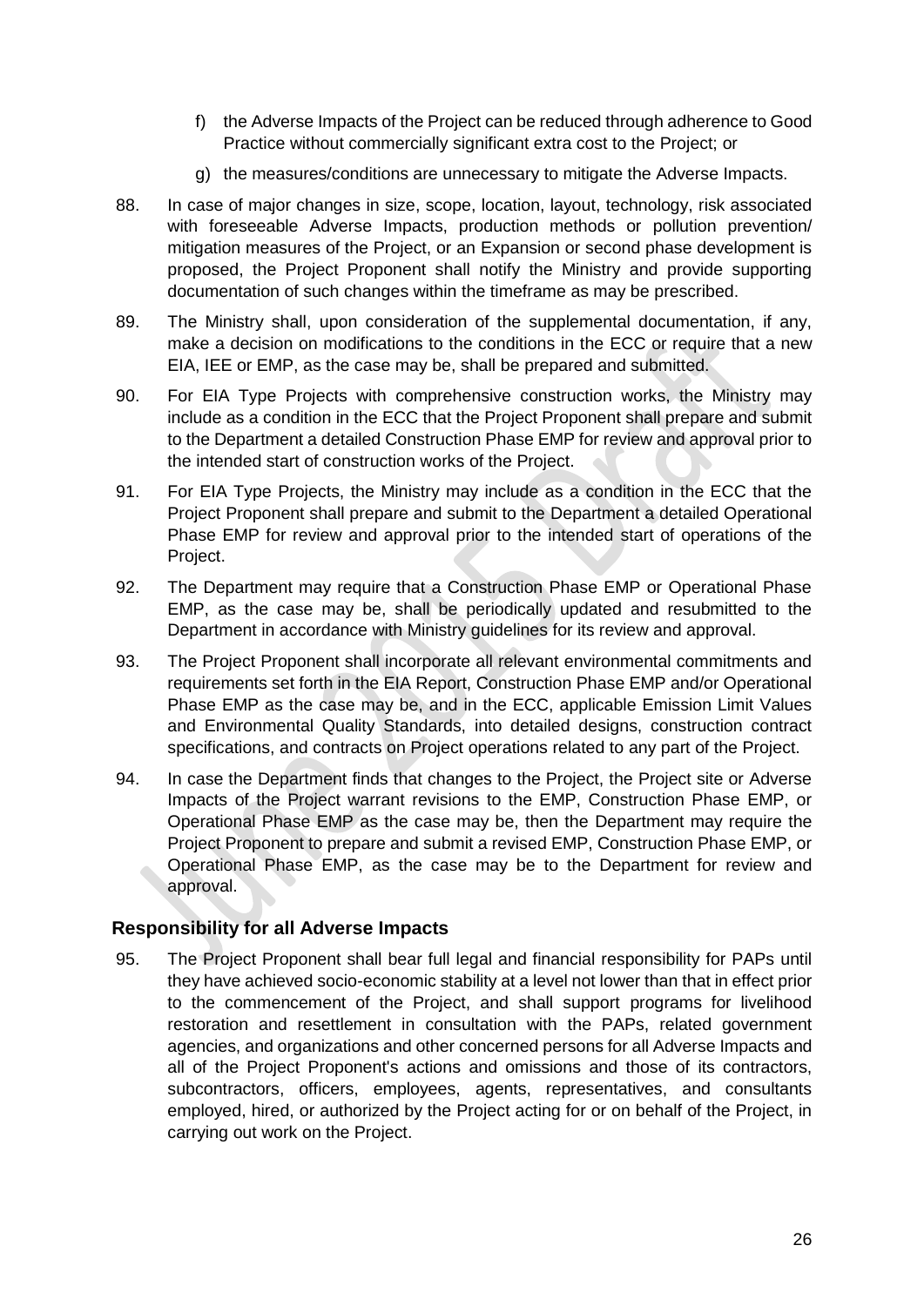f) the Adverse Impacts of the Project can be reduced through adherence to Good Practice without commercially significant extra cost to the Project; or

g) the measures/conditions are unnecessary to mitigate the Adverse Impacts.

88. In case of major changes in size, scope, location, layout, technology, risk associated with foreseeable Adverse Impacts, production methods or pollution prevention/ mitigation measures of the Project, or an Expansion or second phase development is proposed, the Project Proponent shall notify the Ministry and provide supporting documentation of such changes within the timeframe as may be prescribed.

89. The Ministry shall, upon consideration of the supplemental documentation, if any, make a decision on modifications to the conditions in the ECC or require that a new EIA, IEE or EMP, as the case may be, shall be prepared and submitted.

90. For EIA Type Projects with comprehensive construction works, the Ministry may include as a condition in the ECC that the Project Proponent shall prepare and submit to the Department a detailed Construction Phase EMP for review and approval prior to the intended start of construction works of the Project.

91. For EIA Type Projects, the Ministry may include as a condition in the ECC that the Project Proponent shall prepare and submit to the Department a detailed Operational Phase EMP for review and approval prior to the intended start of operations of the Project.

92. The Department may require that a Construction Phase EMP or Operational Phase EMP, as the case may be, shall be periodically updated and resubmitted to the Department in accordance with Ministry guidelines for its review and approval.

93. The Project Proponent shall incorporate all relevant environmental commitments and requirements set forth in the EIA Report, Construction Phase EMP and/or Operational Phase EMP as the case may be, and in the ECC, applicable Emission Limit Values and Environmental Quality Standards, into detailed designs, construction contract specifications, and contracts on Project operations related to any part of the Project.

94. In case the Department finds that changes to the Project, the Project site or Adverse Impacts of the Project warrant revisions to the EMP, Construction Phase EMP, or Operational Phase EMP as the case may be, then the Department may require the Project Proponent to prepare and submit a revised EMP, Construction Phase EMP, or Operational Phase EMP, as the case may be to the Department for review and approval.

## Responsibility for all Adverse Impacts

95. The Project Proponent shall bear full legal and financial responsibility for PAPs until they have achieved socio-economic stability at a level not lower than that in effect prior to the commencement of the Project, and shall support programs for livelihood restoration and resettlement in consultation with the PAPs, related government agencies, and organizations and other concerned persons for all Adverse Impacts and all of the Project Proponent's actions and omissions and those of its contractors, subcontractors, officers, employees, agents, representatives, and consultants employed, hired, or authorized by the Project acting for or on behalf of the Project, in carrying out work on the Project.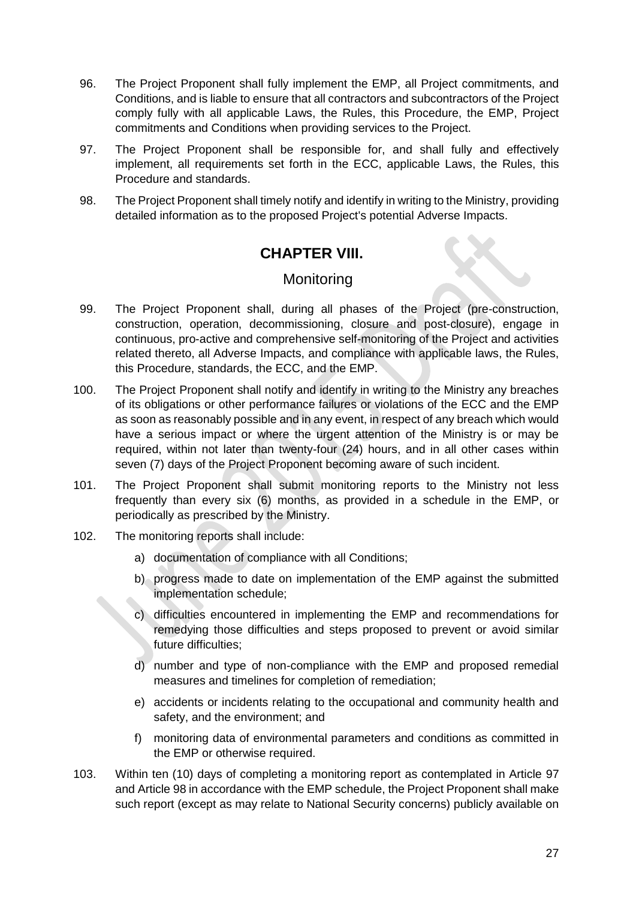96. The Project Proponent shall fully implement the EMP, all Project commitments, and Conditions, and is liable to ensure that all contractors and subcontractors of the Project comply fully with all applicable Laws, the Rules, this Procedure, the EMP, Project commitments and Conditions when providing services to the Project.

97. The Project Proponent shall be responsible for, and shall fully and effectively implement, all requirements set forth in the ECC, applicable Laws, the Rules, this Procedure and standards.

98. The Project Proponent shall timely notify and identify in writing to the Ministry, providing detailed information as to the proposed Project's potential Adverse Impacts.

## CHAPTER VIII.

### Monitoring

99. The Project Proponent shall, during all phases of the Project (pre-construction, construction, operation, decommissioning, closure and post-closure), engage in continuous, pro-active and comprehensive self-monitoring of the Project and activities related thereto, all Adverse Impacts, and compliance with applicable laws, the Rules, this Procedure, standards, the ECC, and the EMP.

100. The Project Proponent shall notify and identify in writing to the Ministry any breaches of its obligations or other performance failures or violations of the ECC and the EMP as soon as reasonably possible and in any event, in respect of any breach which would have a serious impact or where the urgent attention of the Ministry is or may be required, within not later than twenty-four (24) hours, and in all other cases within seven (7) days of the Project Proponent becoming aware of such incident.

101. The Project Proponent shall submit monitoring reports to the Ministry not less frequently than every six (6) months, as provided in a schedule in the EMP, or periodically as prescribed by the Ministry.

102. The monitoring reports shall include:

    a) documentation of compliance with all Conditions;

    b) progress made to date on implementation of the EMP against the submitted implementation schedule;

    c) difficulties encountered in implementing the EMP and recommendations for remedying those difficulties and steps proposed to prevent or avoid similar future difficulties;

    d) number and type of non-compliance with the EMP and proposed remedial measures and timelines for completion of remediation;

    e) accidents or incidents relating to the occupational and community health and safety, and the environment; and

    f) monitoring data of environmental parameters and conditions as committed in the EMP or otherwise required.

103. Within ten (10) days of completing a monitoring report as contemplated in Article 97 and Article 98 in accordance with the EMP schedule, the Project Proponent shall make such report (except as may relate to National Security concerns) publicly available on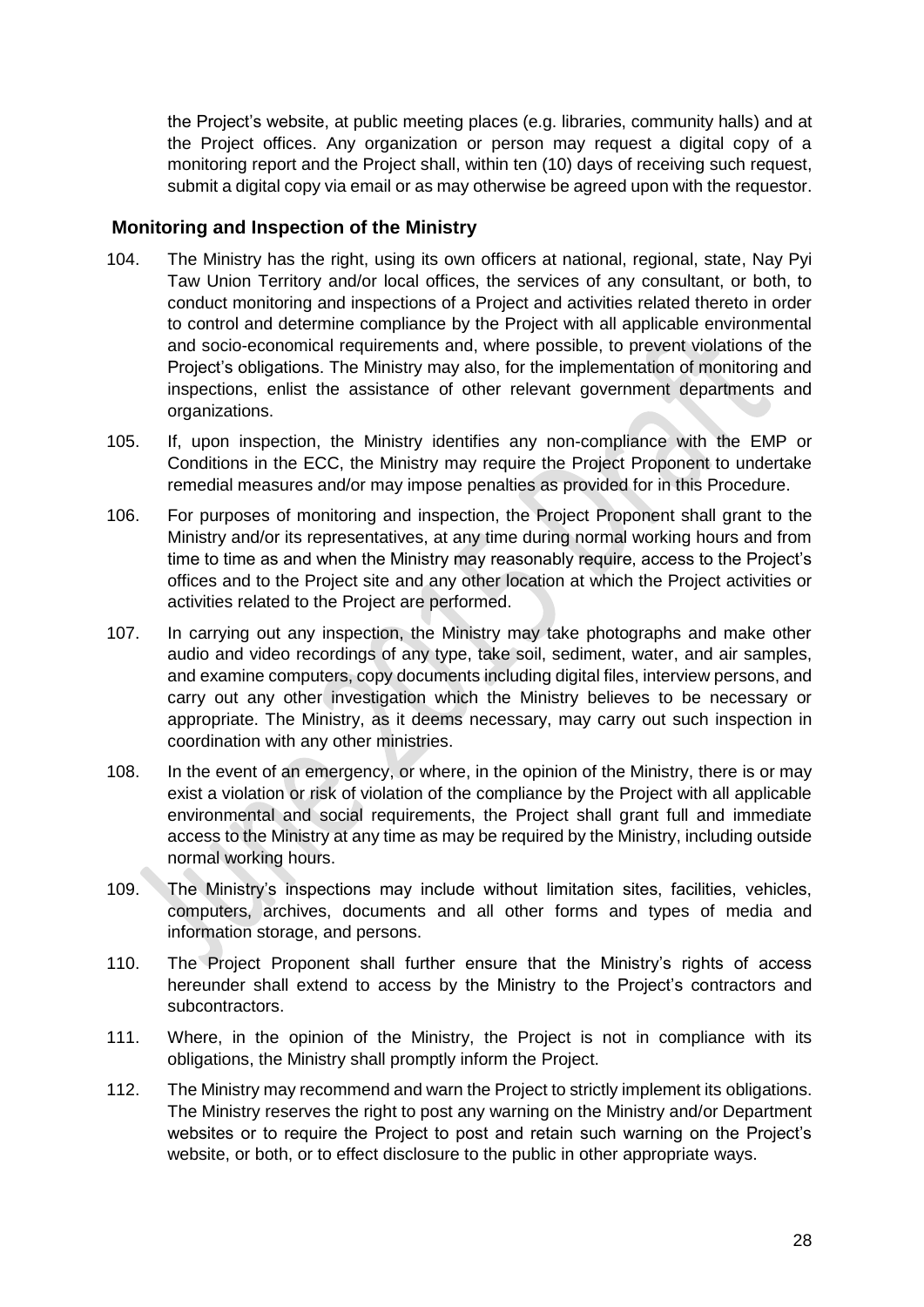the Project's website, at public meeting places (e.g. libraries, community halls) and at the Project offices. Any organization or person may request a digital copy of a monitoring report and the Project shall, within ten (10) days of receiving such request, submit a digital copy via email or as may otherwise be agreed upon with the requestor.

### Monitoring and Inspection of the Ministry

104. The Ministry has the right, using its own officers at national, regional, state, Nay Pyi Taw Union Territory and/or local offices, the services of any consultant, or both, to conduct monitoring and inspections of a Project and activities related thereto in order to control and determine compliance by the Project with all applicable environmental and socio-economical requirements and, where possible, to prevent violations of the Project's obligations. The Ministry may also, for the implementation of monitoring and inspections, enlist the assistance of other relevant government departments and organizations.

105. If, upon inspection, the Ministry identifies any non-compliance with the EMP or Conditions in the ECC, the Ministry may require the Project Proponent to undertake remedial measures and/or may impose penalties as provided for in this Procedure.

106. For purposes of monitoring and inspection, the Project Proponent shall grant to the Ministry and/or its representatives, at any time during normal working hours and from time to time as and when the Ministry may reasonably require, access to the Project's offices and to the Project site and any other location at which the Project activities or activities related to the Project are performed.

107. In carrying out any inspection, the Ministry may take photographs and make other audio and video recordings of any type, take soil, sediment, water, and air samples, and examine computers, copy documents including digital files, interview persons, and carry out any other investigation which the Ministry believes to be necessary or appropriate. The Ministry, as it deems necessary, may carry out such inspection in coordination with any other ministries.

108. In the event of an emergency, or where, in the opinion of the Ministry, there is or may exist a violation or risk of violation of the compliance by the Project with all applicable environmental and social requirements, the Project shall grant full and immediate access to the Ministry at any time as may be required by the Ministry, including outside normal working hours.

109. The Ministry's inspections may include without limitation sites, facilities, vehicles, computers, archives, documents and all other forms and types of media and information storage, and persons.

110. The Project Proponent shall further ensure that the Ministry's rights of access hereunder shall extend to access by the Ministry to the Project's contractors and subcontractors.

111. Where, in the opinion of the Ministry, the Project is not in compliance with its obligations, the Ministry shall promptly inform the Project.

112. The Ministry may recommend and warn the Project to strictly implement its obligations. The Ministry reserves the right to post any warning on the Ministry and/or Department websites or to require the Project to post and retain such warning on the Project's website, or both, or to effect disclosure to the public in other appropriate ways.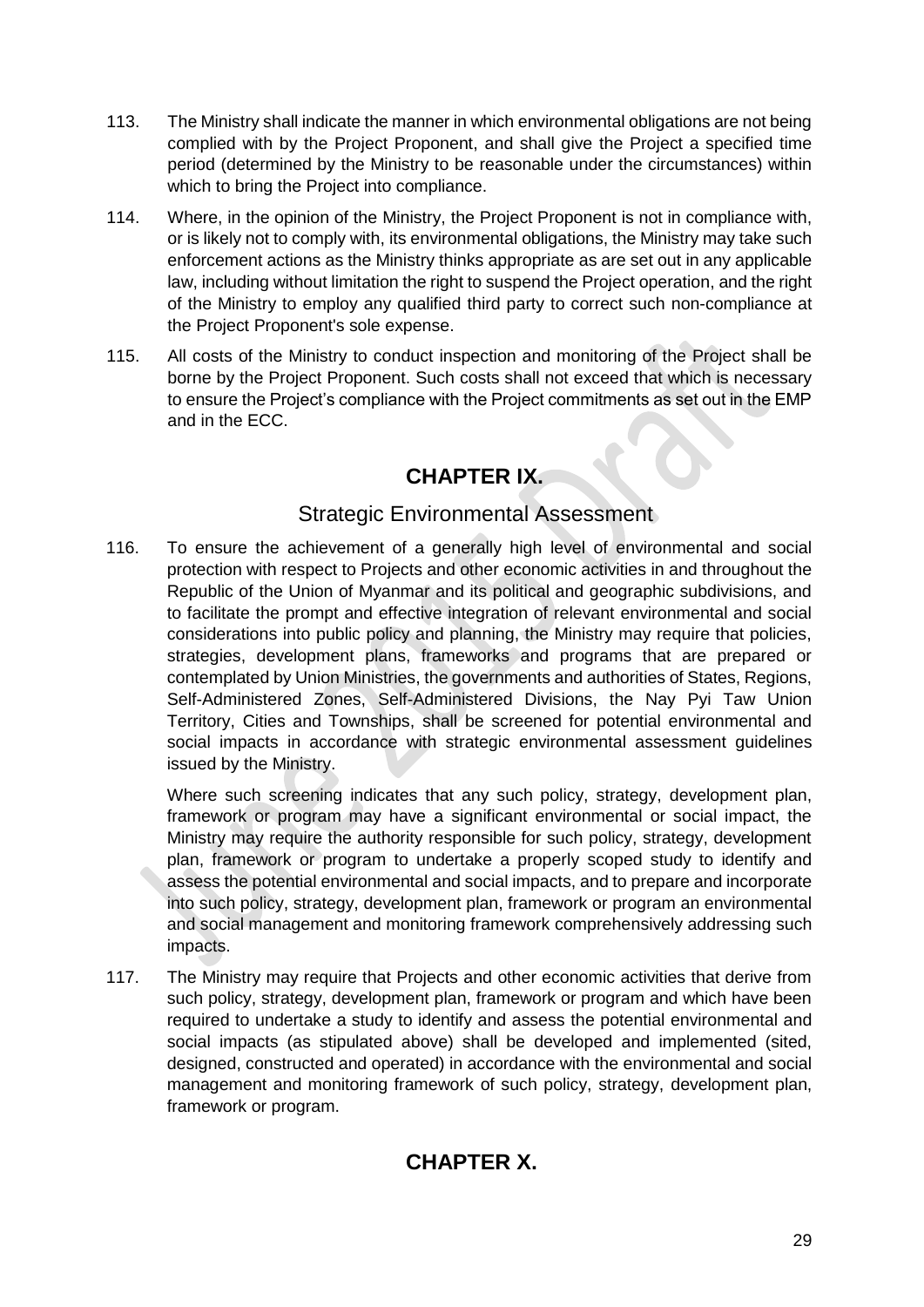113. The Ministry shall indicate the manner in which environmental obligations are not being complied with by the Project Proponent, and shall give the Project a specified time period (determined by the Ministry to be reasonable under the circumstances) within which to bring the Project into compliance.

114. Where, in the opinion of the Ministry, the Project Proponent is not in compliance with, or is likely not to comply with, its environmental obligations, the Ministry may take such enforcement actions as the Ministry thinks appropriate as are set out in any applicable law, including without limitation the right to suspend the Project operation, and the right of the Ministry to employ any qualified third party to correct such non-compliance at the Project Proponent's sole expense.

115. All costs of the Ministry to conduct inspection and monitoring of the Project shall be borne by the Project Proponent. Such costs shall not exceed that which is necessary to ensure the Project's compliance with the Project commitments as set out in the EMP and in the ECC.

## CHAPTER IX.

### Strategic Environmental Assessment

116. To ensure the achievement of a generally high level of environmental and social protection with respect to Projects and other economic activities in and throughout the Republic of the Union of Myanmar and its political and geographic subdivisions, and to facilitate the prompt and effective integration of relevant environmental and social considerations into public policy and planning, the Ministry may require that policies, strategies, development plans, frameworks and programs that are prepared or contemplated by Union Ministries, the governments and authorities of States, Regions, Self-Administered Zones, Self-Administered Divisions, the Nay Pyi Taw Union Territory, Cities and Townships, shall be screened for potential environmental and social impacts in accordance with strategic environmental assessment guidelines issued by the Ministry.

Where such screening indicates that any such policy, strategy, development plan, framework or program may have a significant environmental or social impact, the Ministry may require the authority responsible for such policy, strategy, development plan, framework or program to undertake a properly scoped study to identify and assess the potential environmental and social impacts, and to prepare and incorporate into such policy, strategy, development plan, framework or program an environmental and social management and monitoring framework comprehensively addressing such impacts.

117. The Ministry may require that Projects and other economic activities that derive from such policy, strategy, development plan, framework or program and which have been required to undertake a study to identify and assess the potential environmental and social impacts (as stipulated above) shall be developed and implemented (sited, designed, constructed and operated) in accordance with the environmental and social management and monitoring framework of such policy, strategy, development plan, framework or program.

## CHAPTER X.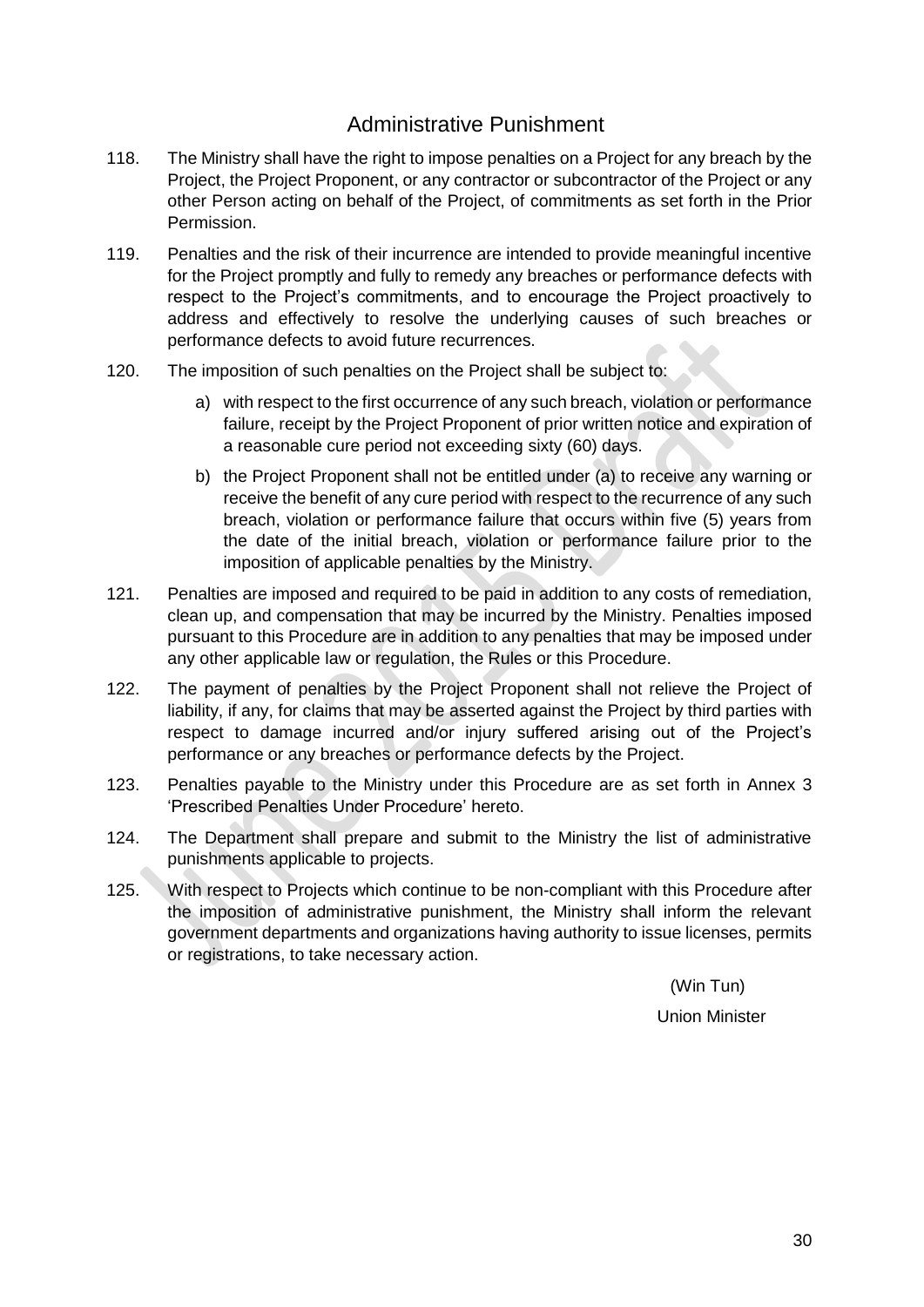## Administrative Punishment

118. The Ministry shall have the right to impose penalties on a Project for any breach by the Project, the Project Proponent, or any contractor or subcontractor of the Project or any other Person acting on behalf of the Project, of commitments as set forth in the Prior Permission.

119. Penalties and the risk of their incurrence are intended to provide meaningful incentive for the Project promptly and fully to remedy any breaches or performance defects with respect to the Project's commitments, and to encourage the Project proactively to address and effectively to resolve the underlying causes of such breaches or performance defects to avoid future recurrences.

120. The imposition of such penalties on the Project shall be subject to:

    a) with respect to the first occurrence of any such breach, violation or performance failure, receipt by the Project Proponent of prior written notice and expiration of a reasonable cure period not exceeding sixty (60) days.

    b) the Project Proponent shall not be entitled under (a) to receive any warning or receive the benefit of any cure period with respect to the recurrence of any such breach, violation or performance failure that occurs within five (5) years from the date of the initial breach, violation or performance failure prior to the imposition of applicable penalties by the Ministry.

121. Penalties are imposed and required to be paid in addition to any costs of remediation, clean up, and compensation that may be incurred by the Ministry. Penalties imposed pursuant to this Procedure are in addition to any penalties that may be imposed under any other applicable law or regulation, the Rules or this Procedure.

122. The payment of penalties by the Project Proponent shall not relieve the Project of liability, if any, for claims that may be asserted against the Project by third parties with respect to damage incurred and/or injury suffered arising out of the Project's performance or any breaches or performance defects by the Project.

123. Penalties payable to the Ministry under this Procedure are as set forth in Annex 3 'Prescribed Penalties Under Procedure' hereto.

124. The Department shall prepare and submit to the Ministry the list of administrative punishments applicable to projects.

125. With respect to Projects which continue to be non-compliant with this Procedure after the imposition of administrative punishment, the Ministry shall inform the relevant government departments and organizations having authority to issue licenses, permits or registrations, to take necessary action.

(Win Tun)

Union Minister